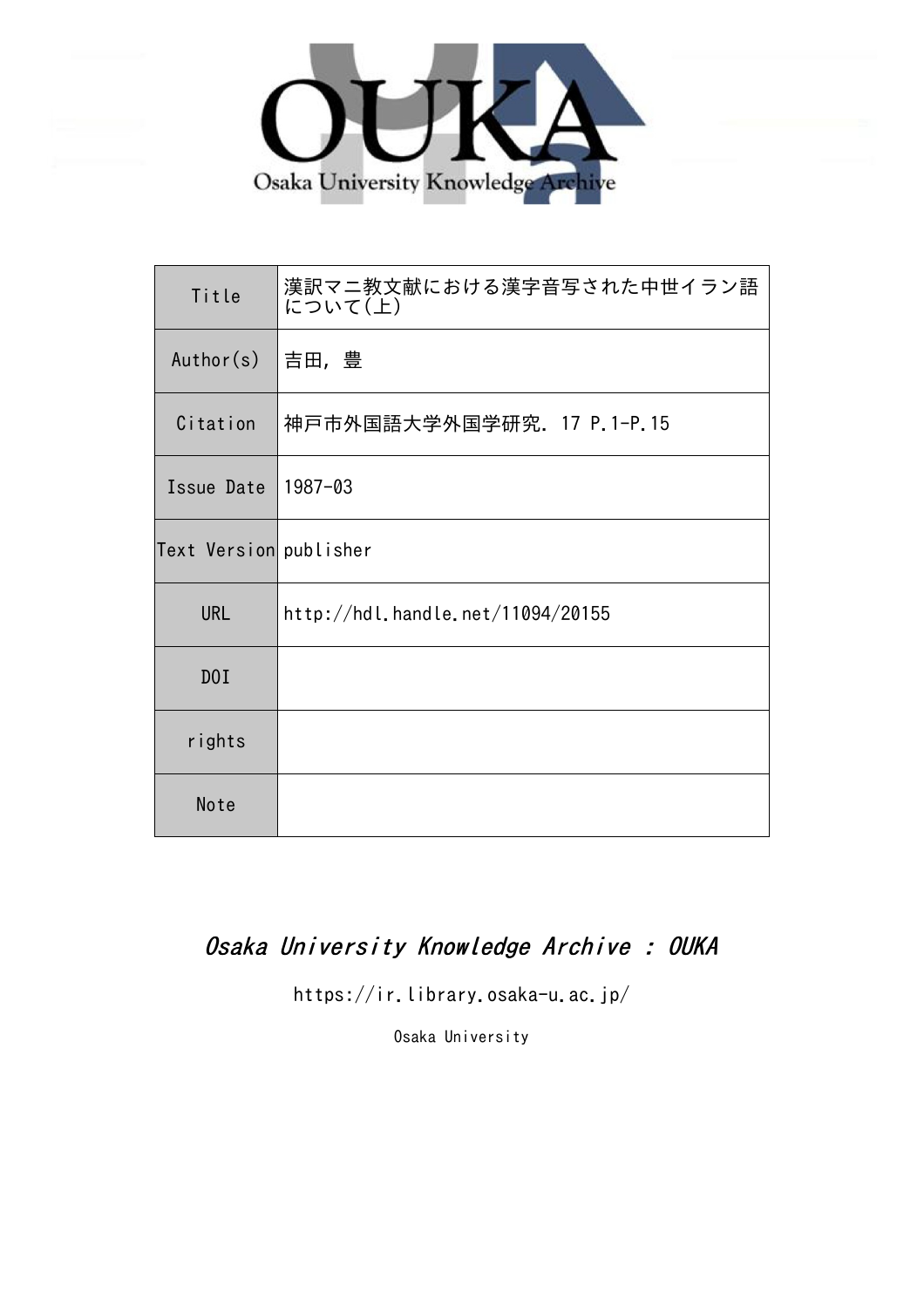Osaka University Knowledge Archive

| Title | 漢訳マニ教文献における漢字音写された中世イラン語について(上) |
| --- | --- |
| Author(s) | 吉田, 豊 |
| Citation | 神戸市外国語大学外国学研究. 17 P.1-P.15 |
| Issue Date | 1987-03 |
| Text Version | publisher |
| URL | http://hdl.handle.net/11094/20155 |
| DOI | |
| rights | |
| Note | |

*Osaka University Knowledge Archive : OUKA*

https://ir.library.osaka-u.ac.jp/

Osaka University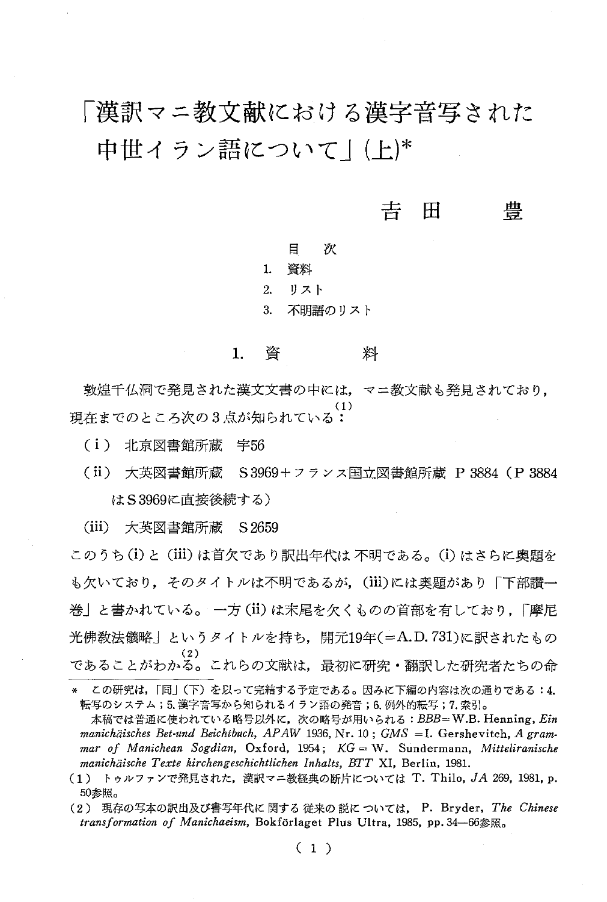# 「漢訳マニ教文献における漢字音写された中世イラン語について」(上)*

吉田　豊

目　次

1. 資料
2. リスト
3. 不明語のリスト

## 1. 資　料

敦煌千仏洞で発見された漢文文書の中には，マニ教文献も発見されており，現在までのところ次の3点が知られている[(1)]：

（i）北京図書館所蔵　宇56

（ii）大英図書館所蔵　S 3969＋フランス国立図書館所蔵　P 3884（P 3884はS 3969に直接後続する）

（iii）大英図書館所蔵　S 2659

このうち(i)と(iii)は首欠であり訳出年代は不明である。(i)はさらに奥題をも欠いており，そのタイトルは不明であるが，(iii)には奥題があり「下部讃一巻」と書かれている。一方(ii)は末尾を欠くものの首部を有しており，「摩尼光佛教法儀略」というタイトルを持ち，開元19年(＝A.D. 731)に訳されたものであることがわかる[(2)]。これらの文献は，最初に研究・翻訳した研究者たちの命

---

\* この研究は，「同」(下)を以って完結する予定である。因みに下編の内容は次の通りである：4. 転写のシステム；5. 漢字音写から知られるイラン語の発音；6. 例外的転写；7. 索引。

本稿では普通に使われている略号以外に，次の略号が用いられる：*BBB*＝W.B. Henning, *Ein manichäisches Bet-und Beichtbuch*, *APAW* 1936, Nr. 10；*GMS* ＝I. Gershevitch, *A grammar of Manichean Sogdian*, Oxford, 1954；*KG*＝W. Sundermann, *Mitteliranische manichäische Texte kirchengeschichtlichen Inhalts*, *BTT* XI, Berlin, 1981.

(1) トゥルファンで発見された，漢訳マニ教経典の断片については T. Thilo, *JA* 269, 1981, p. 50参照。

(2) 現存の写本の訳出及び書写年代に関する従来の説については，P. Bryder, *The Chinese transformation of Manichaeism*, Bokförlaget Plus Ultra, 1985, pp. 34—66参照。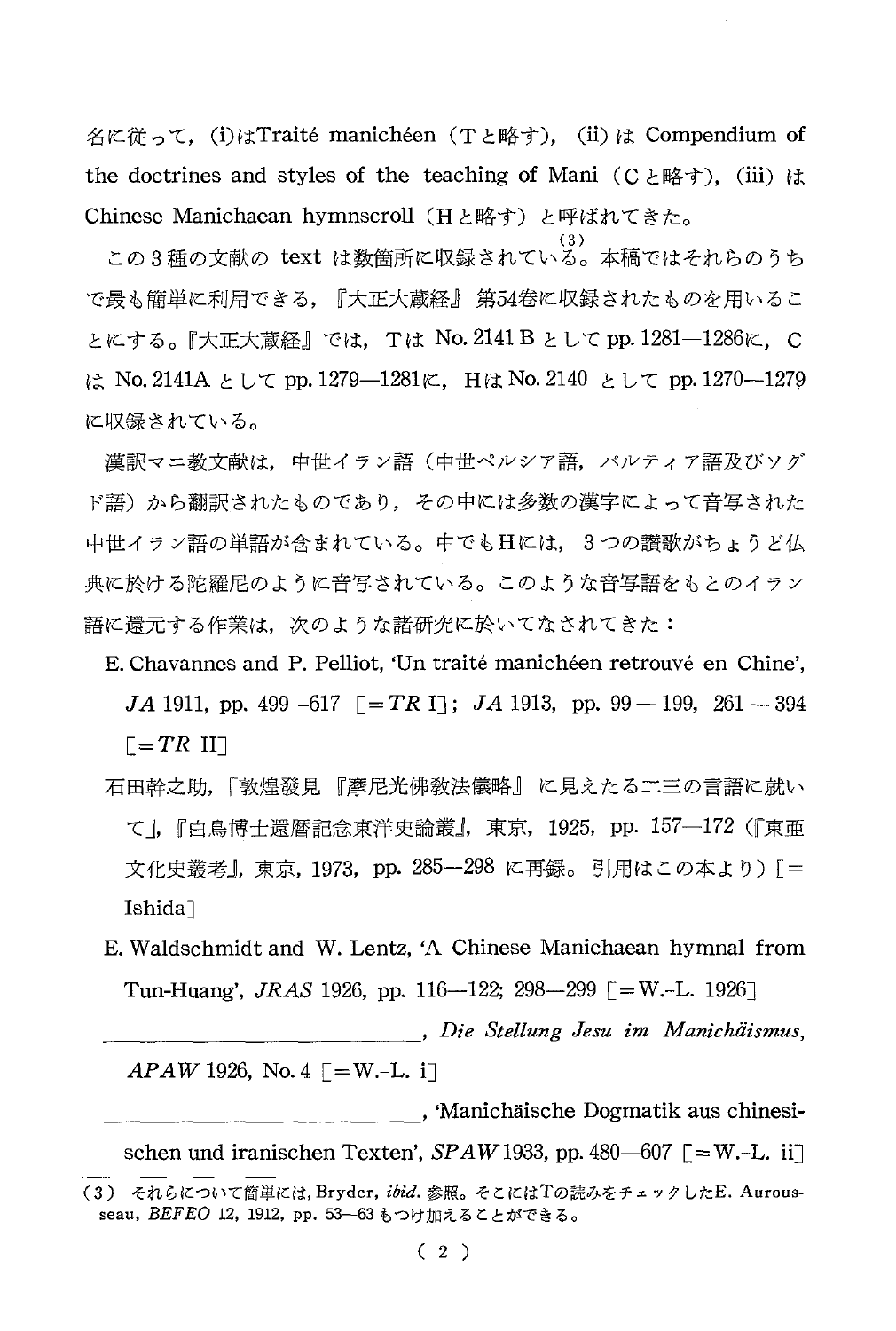名に従って，(i)はTraité manichéen（Tと略す），(ii) は Compendium of the doctrines and styles of the teaching of Mani（Cと略す），(iii) は Chinese Manichaean hymnscroll（Hと略す）と呼ばれてきた。

この3種の文献の text は数箇所に収録されている。[(3)] 本稿ではそれらのうちで最も簡単に利用できる，『大正大蔵経』第54巻に収録されたものを用いることにする。『大正大蔵経』では，Tは No. 2141 B として pp. 1281—1286に，Cは No. 2141A として pp. 1279—1281に，Hは No. 2140 として pp. 1270—1279に収録されている。

漢訳マニ教文献は，中世イラン語（中世ペルシア語，パルティア語及びソグド語）から翻訳されたものであり，その中には多数の漢字によって音写された中世イラン語の単語が含まれている。中でもHには，3つの讃歌がちょうど仏典に於ける陀羅尼のように音写されている。このような音写語をもとのイラン語に還元する作業は，次のような諸研究に於いてなされてきた：

E. Chavannes and P. Pelliot, 'Un traité manichéen retrouvé en Chine', *JA* 1911, pp. 499—617 [=*TR* I]; *JA* 1913, pp. 99—199, 261—394 [=*TR* II]

石田幹之助，「敦煌發見『摩尼光佛教法儀略』に見えたる二三の言語に就いて」，『白鳥博士還暦記念東洋史論叢』，東京，1925，pp. 157—172（『東亜文化史叢考』，東京，1973，pp. 285—298 に再録。引用はこの本より）[=Ishida]

E. Waldschmidt and W. Lentz, 'A Chinese Manichaean hymnal from Tun-Huang', *JRAS* 1926, pp. 116—122; 298—299 [=W.-L. 1926]

\_\_\_\_\_\_\_\_\_\_\_\_\_\_\_\_\_\_\_\_, *Die Stellung Jesu im Manichäismus*, *APAW* 1926, No. 4 [=W.-L. i]

\_\_\_\_\_\_\_\_\_\_\_\_\_\_\_\_\_\_\_\_, 'Manichäische Dogmatik aus chinesischen und iranischen Texten', *SPAW* 1933, pp. 480—607 [=W.-L. ii]

---

(3) それらについて簡単には，Bryder, *ibid.* 参照。そこにはTの読みをチェックしたE. Aurousseau, *BEFEO* 12, 1912, pp. 53—63 もつけ加えることができる。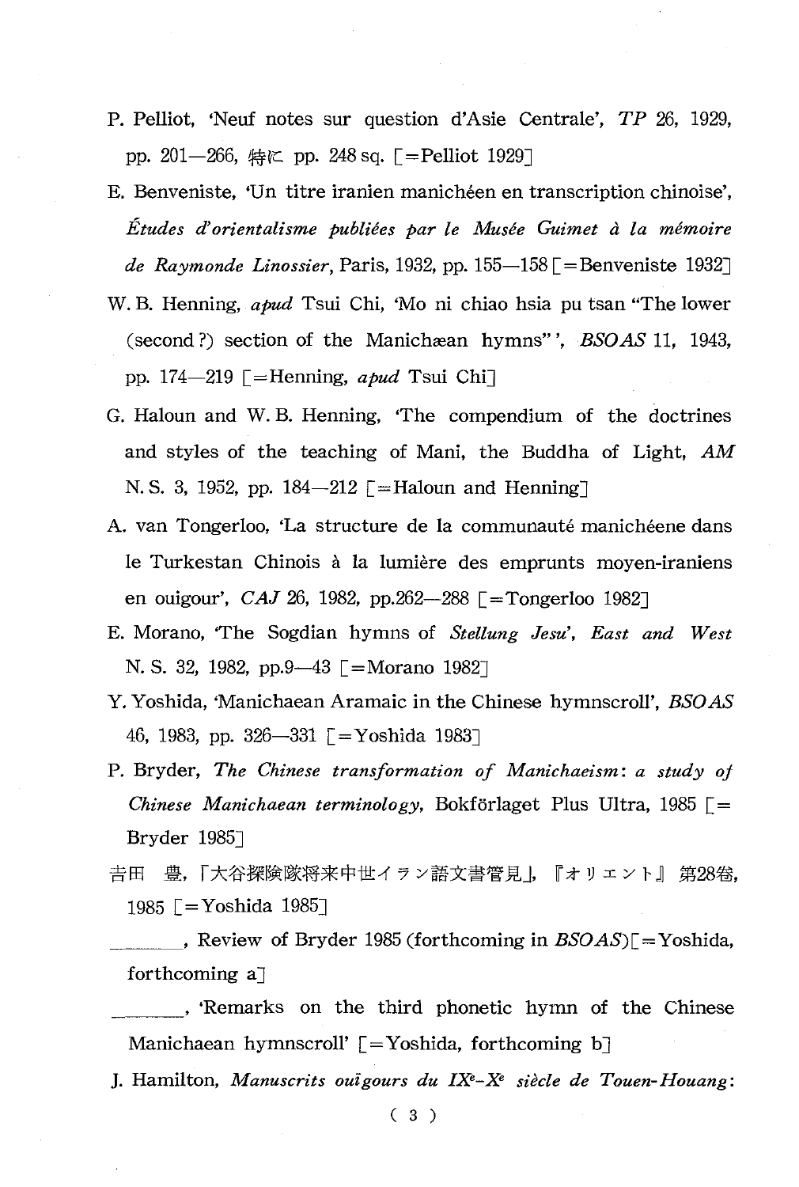P. Pelliot, 'Neuf notes sur question d'Asie Centrale', *TP* 26, 1929, pp. 201—266, 特に pp. 248 sq. [=Pelliot 1929]

E. Benveniste, 'Un titre iranien manichéen en transcription chinoise', *Études d'orientalisme publiées par le Musée Guimet à la mémoire de Raymonde Linossier*, Paris, 1932, pp. 155—158 [=Benveniste 1932]

W. B. Henning, *apud* Tsui Chi, 'Mo ni chiao hsia pu tsan "The lower (second ?) section of the Manichæan hymns"', *BSOAS* 11, 1943, pp. 174—219 [=Henning, *apud* Tsui Chi]

G. Haloun and W. B. Henning, 'The compendium of the doctrines and styles of the teaching of Mani, the Buddha of Light, *AM* N. S. 3, 1952, pp. 184—212 [=Haloun and Henning]

A. van Tongerloo, 'La structure de la communauté manichéene dans le Turkestan Chinois à la lumière des emprunts moyen-iraniens en ouigour', *CAJ* 26, 1982, pp.262—288 [=Tongerloo 1982]

E. Morano, 'The Sogdian hymns of *Stellung Jesu*', *East and West* N. S. 32, 1982, pp.9—43 [=Morano 1982]

Y. Yoshida, 'Manichaean Aramaic in the Chinese hymnscroll', *BSOAS* 46, 1983, pp. 326—331 [=Yoshida 1983]

P. Bryder, *The Chinese transformation of Manichaeism: a study of Chinese Manichaean terminology*, Bokförlaget Plus Ultra, 1985 [=Bryder 1985]

吉田 豊,「大谷探険隊将来中世イラン語文書管見」,『オリエント』第28巻, 1985 [=Yoshida 1985]

\_\_\_\_\_\_\_, Review of Bryder 1985 (forthcoming in *BSOAS*) [=Yoshida, forthcoming a]

\_\_\_\_\_\_\_, 'Remarks on the third phonetic hymn of the Chinese Manichaean hymnscroll' [=Yoshida, forthcoming b]

J. Hamilton, *Manuscrits ouïgours du IXᵉ-Xᵉ siècle de Touen-Houang*: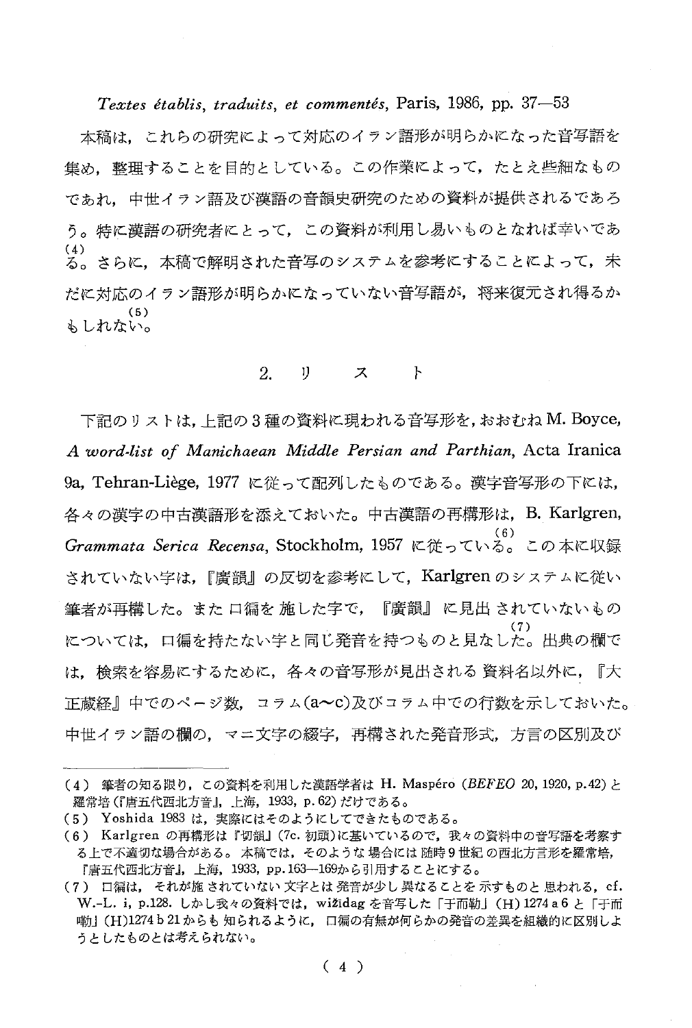*Textes établis, traduits, et commentés*, Paris, 1986, pp. 37—53

本稿は，これらの研究によって対応のイラン語形が明らかになった音写語を集め，整理することを目的としている。この作業によって，たとえ些細なものであれ，中世イラン語及び漢語の音韻史研究のための資料が提供されるであろう。特に漢語の研究者にとって，この資料が利用し易いものとなれば幸いである。(4) さらに，本稿で解明された音写のシステムを参考にすることによって，未だに対応のイラン語形が明らかになっていない音写語が，将来復元され得るかもしれない。(5)

## 2. リ　ス　ト

下記のリストは，上記の3種の資料に現われる音写形を，おおむね M. Boyce, *A word-list of Manichaean Middle Persian and Parthian*, Acta Iranica 9a, Tehran-Liège, 1977 に従って配列したものである。漢字音写形の下には，各々の漢字の中古漢語形を添えておいた。中古漢語の再構形は，B. Karlgren, *Grammata Serica Recensa*, Stockholm, 1957 に従っている。(6) この本に収録されていない字は，『廣韻』の反切を参考にして，Karlgren のシステムに従い筆者が再構した。また口偏を施した字で，『廣韻』に見出されていないものについては，口偏を持たない字と同じ発音を持つものと見なした。(7) 出典の欄では，検索を容易にするために，各々の音写形が見出される資料名以外に，『大正蔵経』中でのページ数，コラム(a〜c)及びコラム中での行数を示しておいた。中世イラン語の欄の，マニ文字の綴字，再構された発音形式，方言の区別及び

---

(4) 筆者の知る限り，この資料を利用した漢語学者は H. Maspéro (*BEFEO* 20, 1920, p.42) と羅常培(『唐五代西北方音』，上海，1933, p. 62) だけである。

(5) Yoshida 1983 は，実際にはそのようにしてできたものである。

(6) Karlgren の再構形は『切韻』(7c. 初頭)に基いているので，我々の資料中の音写語を考察する上で不適切な場合がある。本稿では，そのような場合には随時9世紀の西北方言形を羅常培，『唐五代西北方音』，上海，1933, pp.163—169から引用することにする。

(7) 口偏は，それが施されていない文字とは発音が少し異なることを示すものと思われる，cf. W.-L. i, p.128. しかし我々の資料では，wižīdag を音写した「于而勒」(H) 1274 a 6 と「于而嘞」(H)1274 b 21 からも知られるように，口偏の有無が何らかの発音の差異を組織的に区別しようとしたものとは考えられない。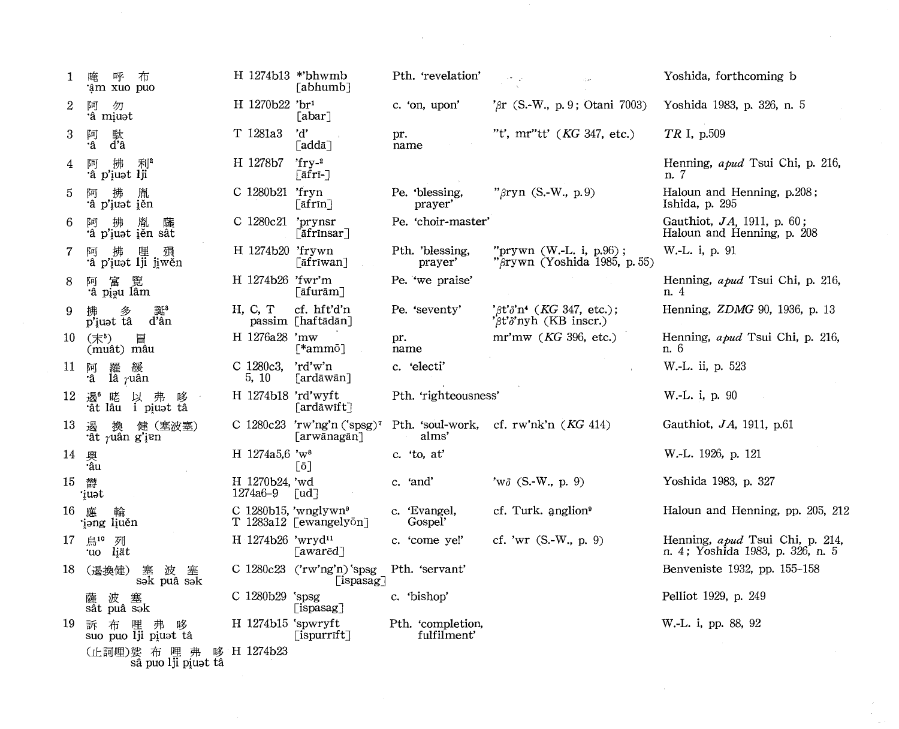| | | | | | |
|---|---|---|---|---|---|
| 1 | 晻 呼 布<br>·ậm xuo puo | H 1274b13 | *'bhwmb<br>[abhumb] | Pth. 'revelation' | | Yoshida, forthcoming b |
| 2 | 阿 勿<br>·â mi̯uət | H 1270b22 | 'br[1]<br>[abar] | c. 'on, upon' | 'βr (S.-W., p. 9; Otani 7003) | Yoshida 1983, p. 326, n. 5 |
| 3 | 阿 馱<br>·â d'â | T 1281a3 | 'd'<br>[addā] | pr.<br>name | "t', mr"tt' (*KG* 347, etc.) | *TR* I, p.509 |
| 4 | 阿 拂 利[2]<br>·â p'i̯uət lji | H 1278b7 | 'fry-[2]<br>[āfrī-] | | | Henning, *apud* Tsui Chi, p. 216, n. 7 |
| 5 | 阿 拂 胤<br>·â p'i̯uət i̯ěn | C 1280b21 | 'fryn<br>[āfrīn] | Pe. 'blessing, prayer' | "βryn (S.-W., p. 9) | Haloun and Henning, p.208; Ishida, p. 295 |
| 6 | 阿 拂 胤 薩<br>·â p'i̯uət i̯ěn sât | C 1280c21 | 'prynsr<br>[āfrīnsar] | Pe. 'choir-master' | | Gauthiot, *JA*, 1911, p. 60; Haloun and Henning, p. 208 |
| 7 | 阿 拂 哩 殞<br>·â p'i̯uət lji ji̯wĕn | H 1274b20 | 'frywn<br>[āfrīwan] | Pth. 'blessing, prayer' | "prywn (W.-L. i, p.96);<br>"βrywn (Yoshida 1985, p. 55) | W.-L. i, p. 91 |
| 8 | 阿 冨 覽<br>·â pi̯ə̯u lâm | H 1274b26 | 'fwr'm<br>[āfurām] | Pe. 'we praise' | | Henning, *apud* Tsui Chi, p. 216, n. 4 |
| 9 | 拂 多 誕[3]<br>p'i̯uət tâ d'ân | H, C, T passim | cf. hft'd'n<br>[haftādān] | Pe. 'seventy' | 'βt'δ'n[4] (*KG* 347, etc.);<br>'βt'δ'nyh (KB inscr.) | Henning, *ZDMG* 90, 1936, p. 13 |
| 10 | (末[5]) 冒<br>(muât) mâu | H 1276a28 | 'mw<br>[*ammō] | pr.<br>name | mr'mw (*KG* 396, etc.) | Henning, *apud* Tsui Chi, p. 216, n. 6 |
| 11 | 阿 羅 緩<br>·â lâ γuân | C 1280c3, 5, 10 | 'rd'w'n<br>[ardāwān] | c. 'electi' | | W.-L. ii, p. 523 |
| 12 | 遏[6] 咾 以 弗 哆<br>·ât lâu i pi̯uət tâ | H 1274b18 | 'rd'wyft<br>[ardāwīft] | Pth. 'righteousness' | | W.-L. i, p. 90 |
| 13 | 遏 換 健 (塞波塞)<br>·ât γuân g'i̯ɐn | C 1280c23 | 'rw'ng'n ('spsg)[7]<br>[arwānagān] | Pth. 'soul-work, alms' | cf. rw'nk'n (*KG* 414) | Gauthiot, *JA*, 1911, p.61 |
| 14 | 奧<br>·âu | H 1274a5,6 | 'w[8]<br>[ō] | c. 'to, at' | | W.-L. 1926, p. 121 |
| 15 | 鬱<br>·i̯uət | H 1270b24, 1274a6-9 | 'wd<br>[ud] | c. 'and' | 'wδ (S.-W., p. 9) | Yoshida 1983, p. 327 |
| 16 | 應 輪<br>·i̯əng li̯uĕn | C 1280b15, T 1283a12 | 'wnglywn[9]<br>[ewangelyōn] | c. 'Evangel, Gospel' | cf. Turk. ạnglion[9] | Haloun and Henning, pp. 205, 212 |
| 17 | 烏[10] 列<br>·uo li̯ät | H 1274b26 | 'wryd[11]<br>[awarēd] | c. 'come ye!' | cf. 'wr (S.-W., p. 9) | Henning, *apud* Tsui Chi, p. 214, n. 4; Yoshida 1983, p. 326, n. 5 |
| 18 | (遏換健) 塞 波 塞<br>sək puâ sək | C 1280c23 | ('rw'ng'n) 'spsg<br>[ispasag] | Pth. 'servant' | | Benveniste 1932, pp. 155-158 |
| | 薩 波 塞<br>sât puâ sək | C 1280b29 | 'spsg<br>[ispasag] | c. 'bishop' | | Pelliot 1929, p. 249 |
| 19 | 訴 布 哩 弗 哆<br>suo puo lji pi̯uət tâ | H 1274b15 | 'spwryft<br>[ispurrīft] | Pth. 'completion, fulfilment' | | W.-L. i, pp. 88, 92 |
| | (止訶哩)娑 布 哩 弗 哆<br>sâ puo lji pi̯uət tâ | H 1274b23 | | | | |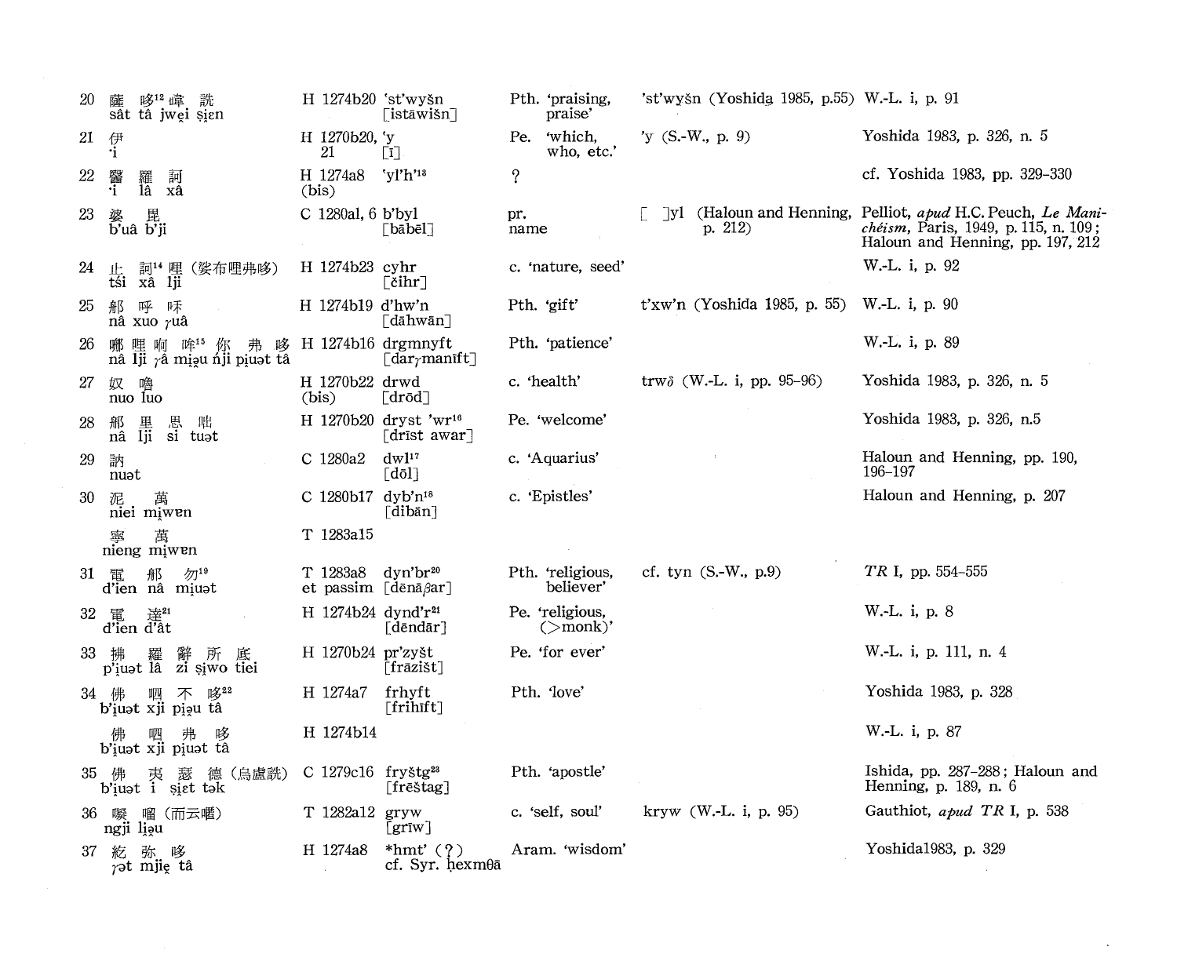| | | | | | | |
|---|---|---|---|---|---|---|
| 20 | 薩 哆[12] 幃 詵<br>sât tâ jwei ṣiɛn | H 1274b20 | 'st'wyšn<br>[istāwišn] | Pth. 'praising, praise' | 'st'wyšn (Yoshida 1985, p.55) | W.-L. i, p. 91 |
| 21 | 伊<br>·i | H 1270b20, 21 | 'y<br>[ī] | Pe. 'which, who, etc.' | 'y (S.-W., p. 9) | Yoshida 1983, p. 326, n. 5 |
| 22 | 醫 羅 訶<br>·i lâ xâ | H 1274a8 (bis) | 'yl'h'[13] | ? | | cf. Yoshida 1983, pp. 329–330 |
| 23 | 婆 毘<br>b'uâ b'ji | C 1280a1, 6 | b'byl<br>[bābēl] | pr. name | [ ]yl (Haloun and Henning, p. 212) | Pelliot, *apud* H.C. Peuch, *Le Manichéisme*, Paris, 1949, p. 115, n. 109; Haloun and Henning, pp. 197, 212 |
| 24 | 止 訶[14] 哩 (婆布哩弗哆)<br>tśi xâ lji | H 1274b23 | cyhr<br>[čihr] | c. 'nature, seed' | | W.-L. i, p. 92 |
| 25 | 郍 呼 咊<br>nâ xuo ɣuâ | H 1274b19 | d'hw'n<br>[dāhwān] | Pth. 'gift' | t'xw'n (Yoshida 1985, p. 55) | W.-L. i, p. 90 |
| 26 | 哪 哩 啊 哞[15] 你 弗 哆<br>nâ lji ɣâ miəu ńji piuət tâ | H 1274b16 | drgmnyft<br>[darɣmanīft] | Pth. 'patience' | | W.-L. i, p. 89 |
| 27 | 奴 嚕<br>nuo luo | H 1270b22 (bis) | drwd<br>[drōd] | c. 'health' | trwδ (W.-L. i, pp. 95–96) | Yoshida 1983, p. 326, n. 5 |
| 28 | 郍 里 思 咄<br>nâ lji si tuət | H 1270b20 | dryst 'wr[16]<br>[drīst awar] | Pe. 'welcome' | | Yoshida 1983, p. 326, n.5 |
| 29 | 訥<br>nuət | C 1280a2 | dwl[17]<br>[dōl] | c. 'Aquarius' | | Haloun and Henning, pp. 190, 196–197 |
| 30 | 泥 萬<br>niei miwɐn | C 1280b17 | dyb'n[18]<br>[dibān] | c. 'Epistles' | | Haloun and Henning, p. 207 |
| | 寧 萬<br>nieng miwɐn | T 1283a15 | | | | |
| 31 | 電 郍 勿[19]<br>d'ien nâ miuət | T 1283a8 et passim | dyn'br[20]<br>[dēnāβar] | Pth. 'religious, believer' | cf. tyn (S.-W., p.9) | *TR* I, pp. 554–555 |
| 32 | 電 達[21]<br>d'ien d'ât | H 1274b24 | dynd'r[21]<br>[dēndār] | Pe. 'religious, (>monk)' | | W.-L. i, p. 8 |
| 33 | 拂 羅 辭 所 底<br>p'iuət lâ zi ṣiwo tiei | H 1270b24 | pr'zyšt<br>[frāzišt] | Pe. 'for ever' | | W.-L. i, p. 111, n. 4 |
| 34 | 佛 呬 不 哆[22]<br>b'iuət xji piəu tâ | H 1274a7 | frhyft<br>[frihīft] | Pth. 'love' | | Yoshida 1983, p. 328 |
| | 佛 呬 弗 哆<br>b'iuət xji piuət tâ | H 1274b14 | | | | W.-L. i, p. 87 |
| 35 | 佛 夷 瑟 德 (烏盧詵)<br>b'iuət i ṣiɛt tək | C 1279c16 | fryštg[23]<br>[frēštag] | Pth. 'apostle' | | Ishida, pp. 287–288; Haloun and Henning, p. 189, n. 6 |
| 36 | 噬 嚁 (而云嚁)<br>ngji liəu | T 1282a12 | gryw<br>[grīw] | c. 'self, soul' | kryw (W.-L. i, p. 95) | Gauthiot, *apud TR* I, p. 538 |
| 37 | 紇 弥 哆<br>ɣət mjie tâ | H 1274a8 | *hmt' (?)<br>cf. Syr. ḥexmθā | Aram. 'wisdom' | | Yoshida1983, p. 329 |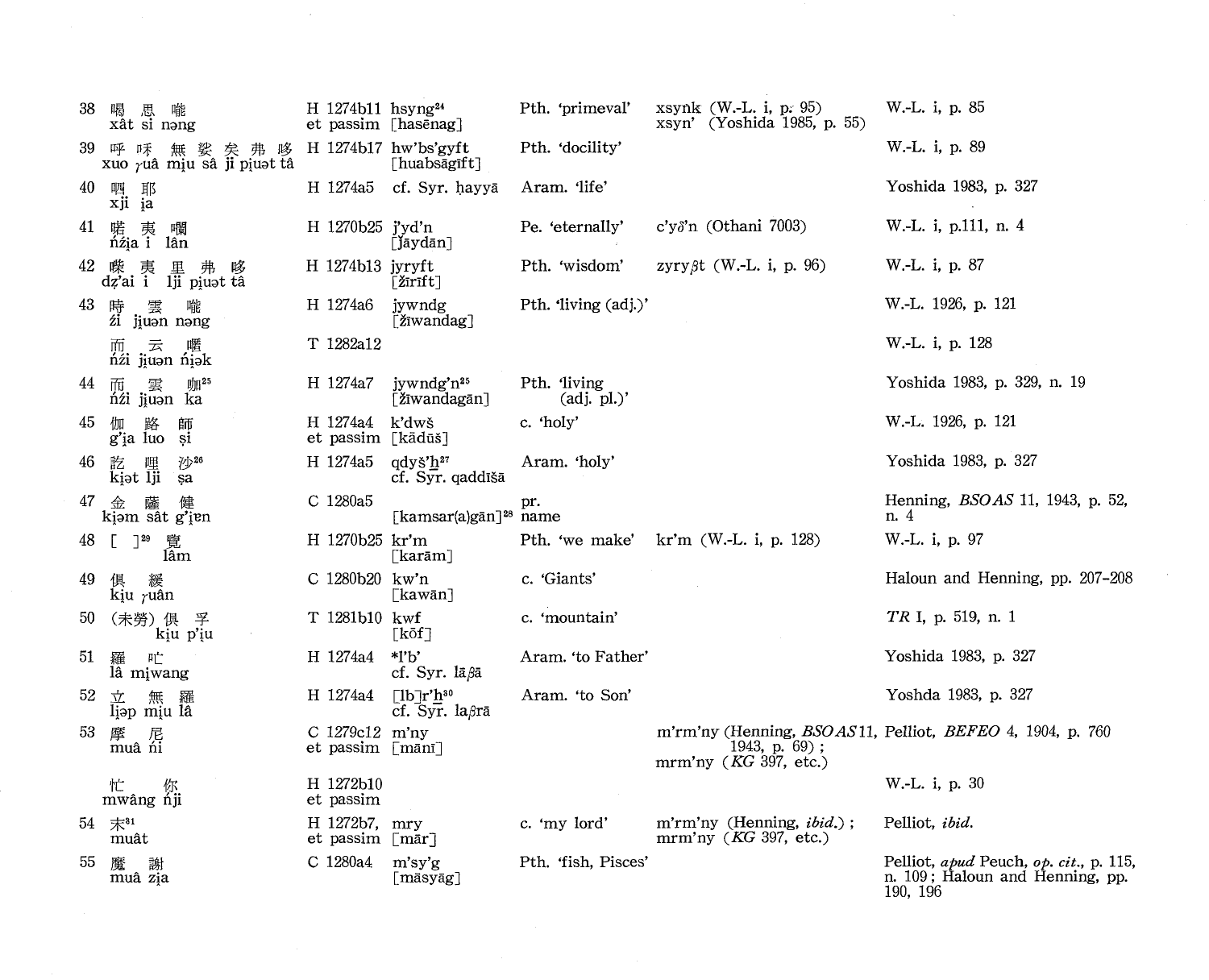| | | | | | |
|---|---|---|---|---|---|
| 38 喝 思 嚨<br>xât si nəng | H 1274b11<br>et passim | hsyng[24]<br>[hasēnag] | Pth. 'primeval' | xsyṅk (W.-L. i, p. 95)<br>xsyn' (Yoshida 1985, p. 55) | W.-L. i, p. 85 |
| 39 呼 咊 無 娑 矣 弗 哆<br>xuo γuâ miu sâ ji piuət tâ | H 1274b17 | hw'bs'gyft<br>[huabsāgīft] | Pth. 'docility' | | W.-L. i, p. 89 |
| 40 呬 耶<br>xji ia | H 1274a5 | cf. Syr. ḥayyā | Aram. 'life' | | Yoshida 1983, p. 327 |
| 41 喏 夷 嚂<br>ńźia i lân | H 1270b25 | j'yd'n<br>[Jāydān] | Pe. 'eternally' | c'yδ'n (Othani 7003) | W.-L. i, p.111, n. 4 |
| 42 嚛 夷 里 弗 哆<br>dẓ'ai i lji piuət tâ | H 1274b13 | jyryft<br>[žīrīft] | Pth. 'wisdom' | zyryβt (W.-L. i, p. 96) | W.-L. i, p. 87 |
| 43 時 雲 嚨<br>źi jiuən nəng | H 1274a6 | jywndg<br>[žīwandag] | Pth. 'living (adj.)' | | W.-L. 1926, p. 121 |
| 而 云 嚼<br>ńźi jiuən ńiək | T 1282a12 | | | | W.-L. i, p. 128 |
| 44 而 雲 咖[25]<br>ńźi jiuən ka | H 1274a7 | jywndg'n[25]<br>[žīwandagān] | Pth. 'living (adj. pl.)' | | Yoshida 1983, p. 329, n. 19 |
| 45 伽 路 師<br>g'ia luo ṣi | H 1274a4<br>et passim | k'dwš<br>[kādūš] | c. 'holy' | | W.-L. 1926, p. 121 |
| 46 訖 哩 沙[26]<br>kiət lji ṣa | H 1274a5 | qdyš'ẖ[27]<br>cf. Syr. qaddīšā | Aram. 'holy' | | Yoshida 1983, p. 327 |
| 47 金 薩 健<br>kiəm sât g'iɐn | C 1280a5 | [kamsar(a)gān][28] | pr. name | | Henning, *BSOAS* 11, 1943, p. 52, n. 4 |
| 48 [ ][29] 覽<br>lâm | H 1270b25 | kr'm<br>[karām] | Pth. 'we make' | kr'm (W.-L. i, p. 128) | W.-L. i, p. 97 |
| 49 俱 緩<br>kiu γuân | C 1280b20 | kw'n<br>[kawān] | c. 'Giants' | | Haloun and Henning, pp. 207-208 |
| 50 (未勞) 俱 孚<br>kiu p'iu | T 1281b10 | kwf<br>[kōf] | c. 'mountain' | | *TR* I, p. 519, n. 1 |
| 51 羅 吒<br>lâ miwang | H 1274a4 | *l'b'<br>cf. Syr. lāβā | Aram. 'to Father' | | Yoshida 1983, p. 327 |
| 52 立 無 羅<br>liəp miu lâ | H 1274a4 | [lb]r'ẖ[30]<br>cf. Syr. laβrā | Aram. 'to Son' | | Yoshda 1983, p. 327 |
| 53 摩 尼<br>muâ ńi | C 1279c12<br>et passim | m'ny<br>[mānī] | | m'rm'ny (Henning, *BSOAS* 11, 1943, p. 69);<br>mrm'ny (*KG* 397, etc.) | Pelliot, *BEFEO* 4, 1904, p. 760 |
| 忙 你<br>mwâng ńji | H 1272b10<br>et passim | | | | W.-L. i, p. 30 |
| 54 末[31]<br>muât | H 1272b7,<br>et passim | mry<br>[mār] | c. 'my lord' | m'rm'ny (Henning, *ibid.*);<br>mrm'ny (*KG* 397, etc.) | Pelliot, *ibid.* |
| 55 魔 謝<br>muâ zia | C 1280a4 | m'sy'g<br>[māsyāg] | Pth. 'fish, Pisces' | | Pelliot, *apud* Peuch, *op. cit.*, p. 115, n. 109; Haloun and Henning, pp. 190, 196 |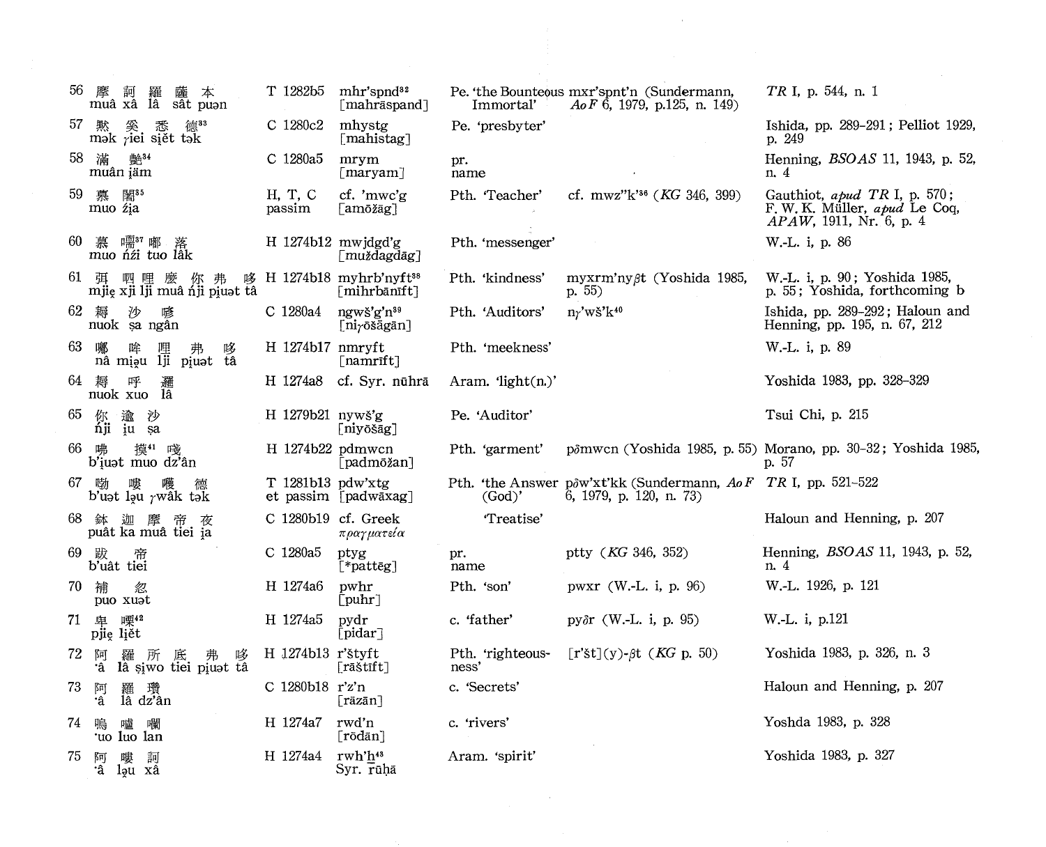| | | | | | |
|---|---|---|---|---|---|
| 56 摩 訶 羅 薩 本<br>muâ xâ lâ sât puən | T 1282b5 | mhr'spnd[32]<br>[mahrāspand] | Pe. 'the Bounteous Immortal' | mxr'spnt'n (Sundermann, *AoF* 6, 1979, p.125, n. 149) | *TR* I, p. 544, n. 1 |
| 57 默 奚 悉 德[33]<br>mək γiei siět tək | C 1280c2 | mhystg<br>[mahistag] | Pe. 'presbyter' | | Ishida, pp. 289-291; Pelliot 1929, p. 249 |
| 58 滿 艷[34]<br>muân i̯äm | C 1280a5 | mrym<br>[maryam] | pr. name | | Henning, *BSOAS* 11, 1943, p. 52, n. 4 |
| 59 慕 闍[35]<br>muo ži̯a | H, T, C passim | cf. 'mwc'g<br>[amōžāg] | Pth. 'Teacher' | cf. mwz''k'[36] (*KG* 346, 399) | Gauthiot, *apud TR* I, p. 570; F. W. K. Müller, *apud* Le Coq, *APAW*, 1911, Nr. 6, p. 4 |
| 60 慕 嚅[37] 嘟 落<br>muo ńźi tuo lâk | H 1274b12 | mwjdgd'g<br>[muždagdāg] | Pth. 'messenger' | | W.-L. i, p. 86 |
| 61 弭 呬 哩 麼 你 弗 哆<br>mjię xji lji muâ ńji pi̯uət tâ | H 1274b18 | myhrb'nyft[38]<br>[mihrbānīft] | Pth. 'kindness' | myxrm'nyβt (Yoshida 1985, p. 55) | W.-L. i, p. 90; Yoshida 1985, p. 55; Yoshida, forthcoming b |
| 62 耨 沙 喭<br>nuok ṣa ngân | C 1280a4 | ngwš'g'n[39]<br>[niγōšāgān] | Pth. 'Auditors' | nγ'wš'k[40] | Ishida, pp. 289-292; Haloun and Henning, pp. 195, n. 67, 212 |
| 63 哪 哞 哩 弗 哆<br>nâ mi̯əu lji pi̯uət tâ | H 1274b17 | nmryft<br>[namrīft] | Pth. 'meekness' | | W.-L. i, p. 89 |
| 64 耨 呼 邏<br>nuok xuo lâ | H 1274a8 | cf. Syr. nūhrā | Aram. 'light(n.)' | | Yoshida 1983, pp. 328-329 |
| 65 你 逾 沙<br>ńji i̯u ṣa | H 1279b21 | nywš'g<br>[niyōšāg] | Pe. 'Auditor' | | Tsui Chi, p. 215 |
| 66 咈 摸[41] 喭<br>b'i̯uət muo dz'ân | H 1274b22 | pdmwcn<br>[padmōžan] | Pth. 'garment' | pδmwcn (Yoshida 1985, p. 55) | Morano, pp. 30-32; Yoshida 1985, p. 57 |
| 67 勃 嘍 曤 德<br>b'uət ləu γwâk tək | T 1281b13 et passim | pdw'xtg<br>[padwāxag] | Pth. 'the Answer (God)' | pδw'xt'kk (Sundermann, *AoF* 6, 1979, p. 120, n. 73) | *TR* I, pp. 521-522 |
| 68 鉢 迦 摩 帝 夜<br>puât ka muâ tiei i̯a | C 1280b19 | cf. Greek πραγματεία | 'Treatise' | | Haloun and Henning, p. 207 |
| 69 跋 帝<br>b'uât tiei | C 1280a5 | ptyg<br>[*pattēg] | pr. name | ptty (*KG* 346, 352) | Henning, *BSOAS* 11, 1943, p. 52, n. 4 |
| 70 補 忽<br>puo xuət | H 1274a6 | pwhr<br>[puhr] | Pth. 'son' | pwxr (W.-L. i, p. 96) | W.-L. 1926, p. 121 |
| 71 卑 嘌[42]<br>pjię li̯ět | H 1274a5 | pydr<br>[pidar] | c. 'father' | pyδr (W.-L. i, p. 95) | W.-L. i, p.121 |
| 72 阿 羅 所 底 弗 哆<br>·â lâ ṣi̯wo tiei pi̯uət tâ | H 1274b13 | r'štyft<br>[rāštīft] | Pth. 'righteousness' | [r'št](y)-βt (*KG* p. 50) | Yoshida 1983, p. 326, n. 3 |
| 73 阿 羅 瓚<br>·â lâ dz'ân | C 1280b18 | r'z'n<br>[rāzān] | c. 'Secrets' | | Haloun and Henning, p. 207 |
| 74 嗚 嚧 囒<br>·uo luo lan | H 1274a7 | rwd'n<br>[rōdān] | c. 'rivers' | | Yoshda 1983, p. 328 |
| 75 阿 嘍 訶<br>·â ləu xâ | H 1274a4 | rwh'ẖ[43]<br>Syr. rūḥā | Aram. 'spirit' | | Yoshida 1983, p. 327 |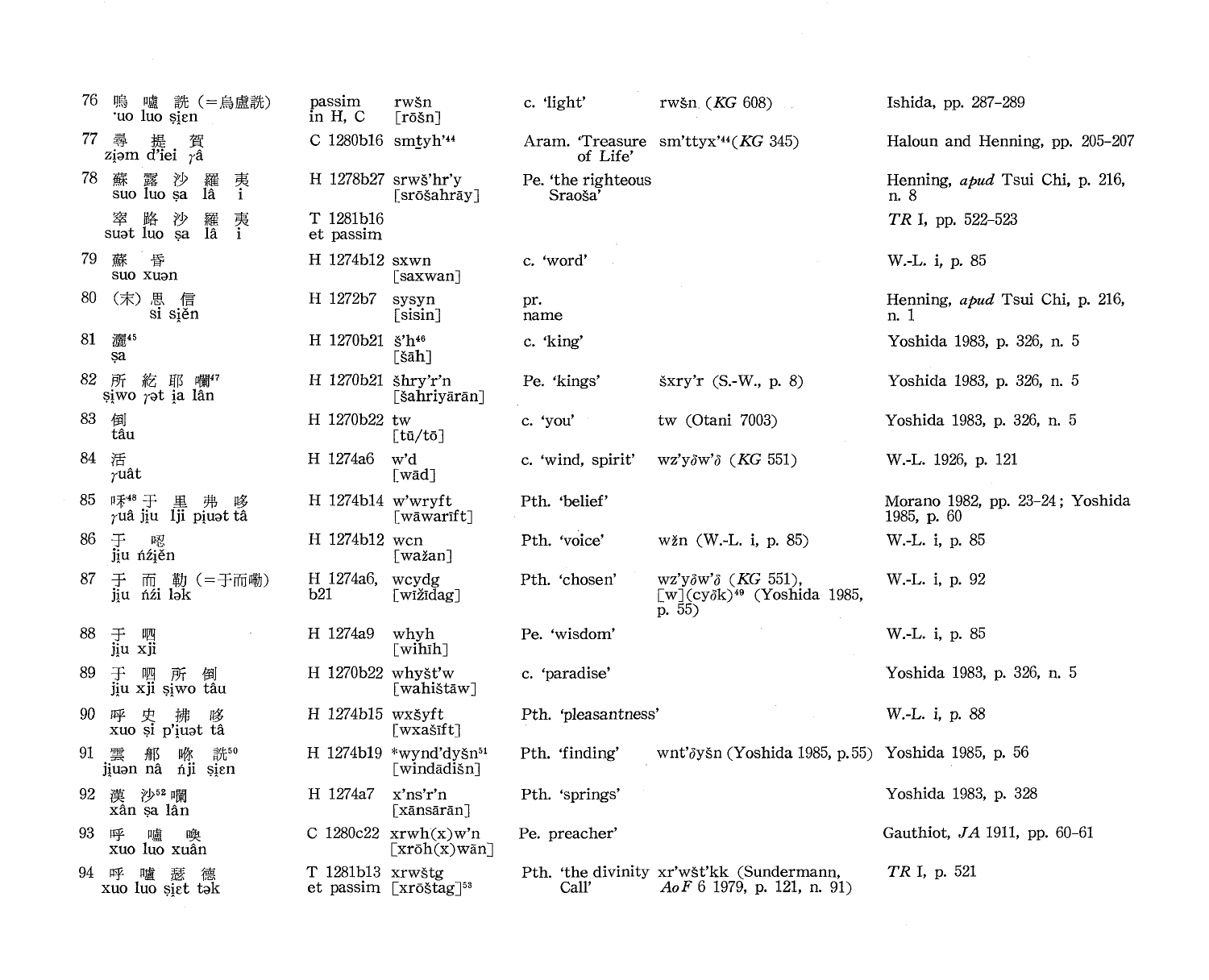| | | | | | | |
|---|---|---|---|---|---|---|
| 76 | 嗚 嚧 詵 (=烏盧詵) 'uo luo ṣi̯en | passim in H, C | rwšn [rōšn] | c. 'light' | rwšn (*KG* 608) | Ishida, pp. 287–289 |
| 77 | 尋 提 賀 zi̯əm d'iei γâ | C 1280b16 | smṯyh'[44] | Aram. 'Treasure of Life' | sm'ttyx'[44](*KG* 345) | Haloun and Henning, pp. 205–207 |
| 78 | 蘇 露 沙 羅 夷 suo luo ṣa lâ i | H 1278b27 | srwš'hr'y [srōšahrāy] | Pe. 'the righteous Sraoša' | | Henning, *apud* Tsui Chi, p. 216, n. 8 |
| | 窣 路 沙 羅 夷 suət luo ṣa lâ i | T 1281b16 et passim | | | | *TR* I, pp. 522–523 |
| 79 | 蘇 昏 suo xuən | H 1274b12 | sxwn [saxwan] | c. 'word' | | W.-L. i, p. 85 |
| 80 | (末) 思 信 si si̯ĕn | H 1272b7 | sysyn [sisin] | pr. name | | Henning, *apud* Tsui Chi, p. 216, n. 1 |
| 81 | 灑[45] ṣa | H 1270b21 | š'h[46] [šāh] | c. 'king' | | Yoshida 1983, p. 326, n. 5 |
| 82 | 所 紇 耶 嚂[47] ṣi̯wo γət i̯a lân | H 1270b21 | šhry'r'n [šahriyārān] | Pe. 'kings' | šxry'r (S.-W., p. 8) | Yoshida 1983, p. 326, n. 5 |
| 83 | 倒 tâu | H 1270b22 | tw [tū/tō] | c. 'you' | tw (Otani 7003) | Yoshida 1983, p. 326, n. 5 |
| 84 | 活 γuât | H 1274a6 | w'd [wād] | c. 'wind, spirit' | wz'yδw'δ (*KG* 551) | W.-L. 1926, p. 121 |
| 85 | 咊[48] 于 里 弗 哆 γuâ ji̯u lji pi̯uət tâ | H 1274b14 | w'wryft [wāwarīft] | Pth. 'belief' | | Morano 1982, pp. 23–24; Yoshida 1985, p. 60 |
| 86 | 于 昵 ji̯u ńźi̯ĕn | H 1274b12 | wcn [wažan] | Pth. 'voice' | wžn (W.-L. i, p. 85) | W.-L. i, p. 85 |
| 87 | 于 而 勒 (=于而嘞) ji̯u ńźi lək | H 1274a6, b21 | wcydg [wižīdag] | Pth. 'chosen' | wz'yδw'δ (*KG* 551), [w](cyδk)[49] (Yoshida 1985, p. 55) | W.-L. i, p. 92 |
| 88 | 于 呬 ji̯u xji | H 1274a9 | whyh [wihīh] | Pe. 'wisdom' | | W.-L. i, p. 85 |
| 89 | 于 呬 所 倒 ji̯u xji ṣi̯wo tâu | H 1270b22 | whyšt'w [wahištāw] | c. 'paradise' | | Yoshida 1983, p. 326, n. 5 |
| 90 | 呼 史 拂 哆 xuo ṣi p'i̯uət tâ | H 1274b15 | wxšyft [wxašīft] | Pth. 'pleasantness' | | W.-L. i, p. 88 |
| 91 | 雲 那 啷 詵[50] ji̯uən nâ ńji ṣi̯en | H 1274b19 | *wynd'dyšn[51] [windādišn] | Pth. 'finding' | wnt'δyšn (Yoshida 1985, p.55) | Yoshida 1985, p. 56 |
| 92 | 漢 沙[52] 嚂 xân ṣa lân | H 1274a7 | x'ns'r'n [xānsārān] | Pth. 'springs' | | Yoshida 1983, p. 328 |
| 93 | 呼 嚧 喚 xuo luo xuân | C 1280c22 | xrwh(x)w'n [xrōh(x)wān] | Pe. preacher' | | Gauthiot, *JA* 1911, pp. 60–61 |
| 94 | 呼 嚧 瑟 德 xuo luo ṣi̯ĕt tək | T 1281b13 et passim | xrwštg [xrōštag][53] | Pth. 'the divinity Call' | xr'wšt'kk (Sundermann, *AoF* 6 1979, p. 121, n. 91) | *TR* I, p. 521 |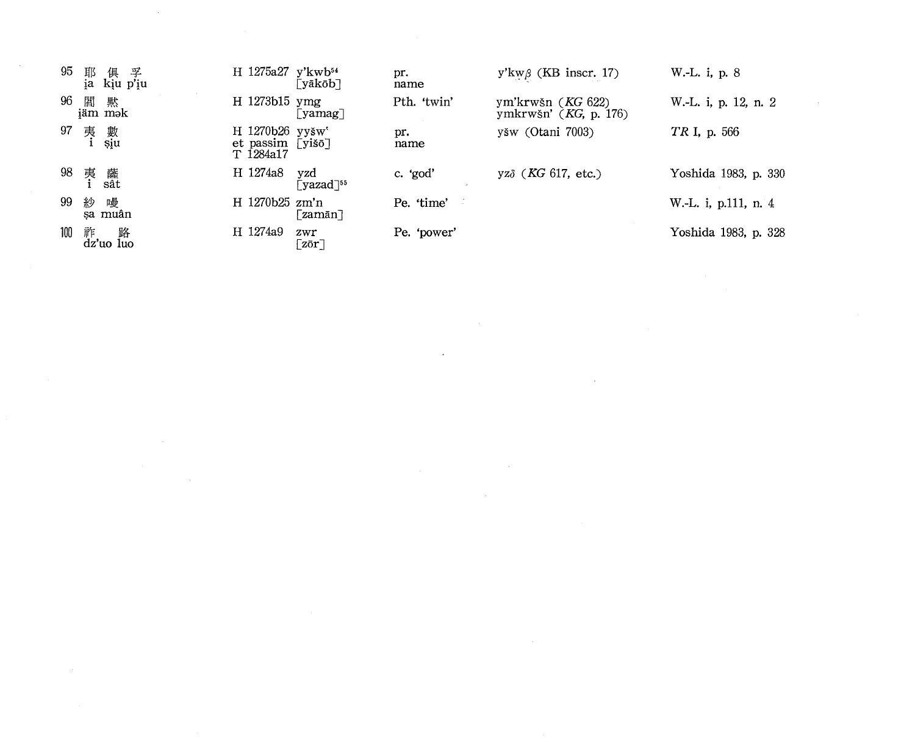| | | | | | |
|---|---|---|---|---|---|
| 95 耶 俱 孚<br>ia kiu p'iu | H 1275a27 | y'kwb[54]<br>[yākōb] | pr.<br>name | y'kwβ (KB inscr. 17) | W.-L. i, p. 8 |
| 96 閻 默<br>iäm mək | H 1273b15 | ymg<br>[yamag] | Pth. 'twin' | ym'krwšn (*KG* 622)<br>ymkrwšn' (*KG*, p. 176) | W.-L. i, p. 12, n. 2 |
| 97 夷 數<br>i șiu | H 1270b26<br>et passim<br>T 1284a17 | yyšw'<br>[yišō] | pr.<br>name | yšw (Otani 7003) | *TR* I, p. 566 |
| 98 夷 薩<br>i sât | H 1274a8 | yzd<br>[yazad][55] | c. 'god' | yzδ (*KG* 617, etc.) | Yoshida 1983, p. 330 |
| 99 紗 嚩<br>șa muân | H 1270b25 | zm'n<br>[zamān] | Pe. 'time' | | W.-L. i, p.111, n. 4 |
| 100 祚 路<br>dz'uo luo | H 1274a9 | zwr<br>[zōr] | Pe. 'power' | | Yoshida 1983, p. 328 |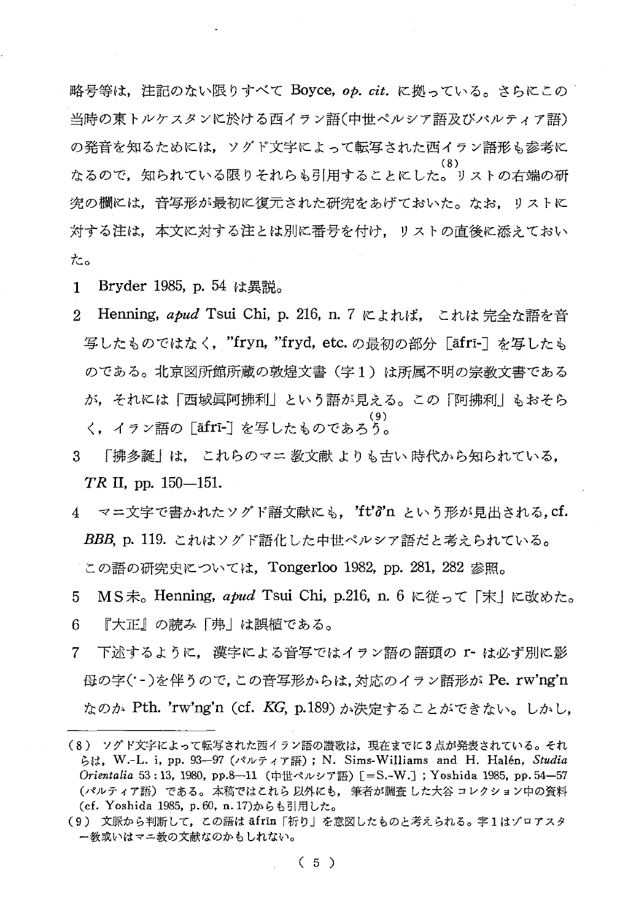略号等は，注記のない限りすべて Boyce, *op. cit.* に拠っている。さらにこの当時の東トルケスタンに於ける西イラン語（中世ペルシア語及びパルティア語）の発音を知るためには，ソグド文字によって転写された西イラン語形も参考になるので，知られている限りそれらも引用することにした。(8) リストの右端の研究の欄には，音写形が最初に復元された研究をあげておいた。なお，リストに対する注は，本文に対する注とは別に番号を付け，リストの直後に添えておいた。

1　Bryder 1985, p. 54 は異説。

2　Henning, *apud* Tsui Chi, p. 216, n. 7 によれば，これは完全な語を音写したものではなく，"fryn, "fryd, etc. の最初の部分［āfrī-］を写したものである。北京図所館所蔵の敦煌文書（字１）は所属不明の宗教文書であるが，それには「西域眞阿拂利」という語が見える。この「阿拂利」もおそらく，イラン語の［āfrī-］を写したものであろう。(9)

3　「拂多誕」は，これらのマニ教文献よりも古い時代から知られている，*TR* II, pp. 150—151.

4　マニ文字で書かれたソグド語文献にも，'ft'δ'n という形が見出される，cf. *BBB*, p. 119. これはソグド語化した中世ペルシア語だと考えられている。この語の研究史については，Tongerloo 1982, pp. 281, 282 参照。

5　ＭＳ未。Henning, *apud* Tsui Chi, p.216, n. 6 に従って「末」に改めた。

6　『大正』の読み「弗」は誤植である。

7　下述するように，漢字による音写ではイラン語の語頭の r- は必ず別に影母の字(･-)を伴うので，この音写形からは，対応のイラン語形が Pe. rw'ng'n なのか Pth. 'rw'ng'n (cf. *KG*, p.189) か決定することができない。しかし，

---

(8) ソグド文字によって転写された西イラン語の讃歌は，現在までに３点が発表されている。それらは，W.-L. i, pp. 93—97（パルティア語）; N. Sims-Williams and H. Halén, *Studia Orientalia* 53 : 13, 1980, pp.8—11（中世ペルシア語）［=S.-W.］; Yoshida 1985, pp. 54—57（パルティア語）である。本稿ではこれら以外にも，筆者が調査した大谷コレクション中の資料(cf. Yoshida 1985, p. 60, n. 17)からも引用した。

(9) 文脈から判断して，この語は āfrīn「祈り」を意図したものと考えられる。字１はゾロアスター教或いはマニ教の文献なのかもしれない。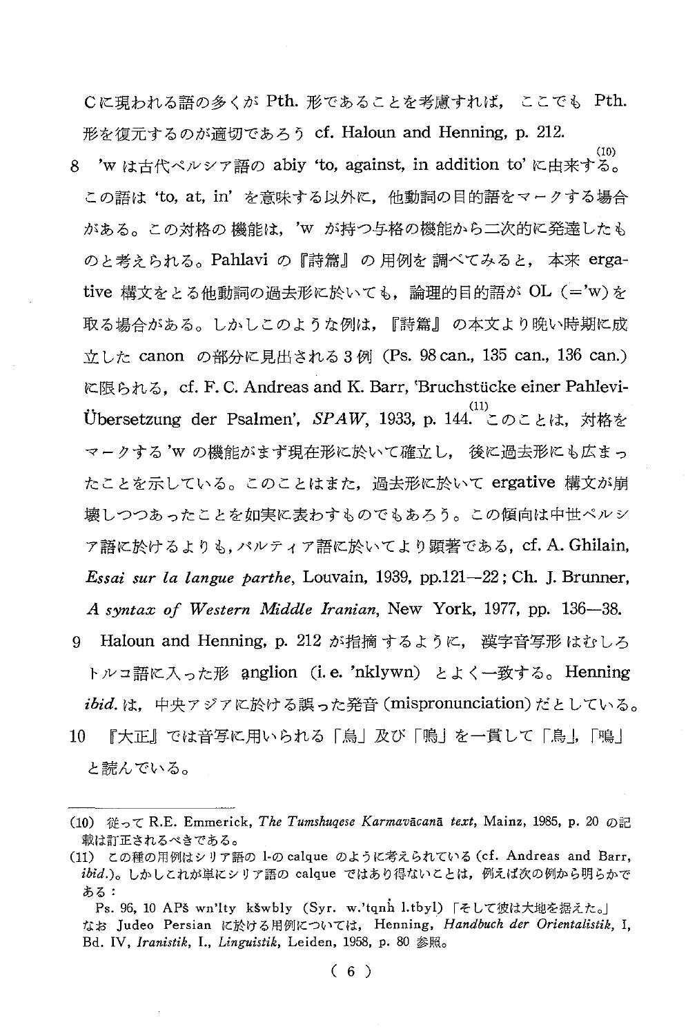Cに現われる語の多くが Pth. 形であることを考慮すれば，ここでも Pth. 形を復元するのが適切であろう cf. Haloun and Henning, p. 212.

8 'w は古代ペルシア語の abiy 'to, against, in addition to' に由来する。[10] この語は 'to, at, in' を意味する以外に，他動詞の目的語をマークする場合がある。この対格の機能は，'w が持つ与格の機能から二次的に発達したものと考えられる。Pahlavi の『詩篇』の用例を調べてみると，本来 ergative 構文をとる他動詞の過去形に於いても，論理的目的語が OL（='w）を取る場合がある。しかしこのような例は，『詩篇』の本文より晩い時期に成立した canon の部分に見出される3例 (Ps. 98 can., 135 can., 136 can.) に限られる，cf. F. C. Andreas and K. Barr, 'Bruchstücke einer Pahlevi-Übersetzung der Psalmen', *SPAW*, 1933, p. 144.[11] このことは，対格をマークする 'w の機能がまず現在形に於いて確立し，後に過去形にも広まったことを示している。このことはまた，過去形に於いて ergative 構文が崩壊しつつあったことを如実に表わすものでもあろう。この傾向は中世ペルシア語に於けるよりも，パルティア語に於いてより顕著である，cf. A. Ghilain, *Essai sur la langue parthe*, Louvain, 1939, pp.121—22 ; Ch. J. Brunner, *A syntax of Western Middle Iranian*, New York, 1977, pp. 136—38.

9 Haloun and Henning, p. 212 が指摘するように，漢字音写形はむしろトルコ語に入った形 ạnglion (i. e. 'nklywn) とよく一致する。Henning *ibid.* は，中央アジアに於ける誤った発音 (mispronunciation) だとしている。

10 『大正』では音写に用いられる「烏」及び「鳴」を一貫して「烏」，「鳴」と読んでいる。

---

(10) 従って R.E. Emmerick, *The Tumshuqese Karmavācanā text*, Mainz, 1985, p. 20 の記載は訂正されるべきである。

(11) この種の用例はシリア語の l-の calque のように考えられている (cf. Andreas and Barr, *ibid.*)。しかしこれが単にシリア語の calque ではあり得ないことは，例えば次の例から明らかである：

Ps. 96, 10 APš wn'lty kšwbly (Syr. w.'tqnh l.tbyl)「そして彼は大地を据えた。」

なお Judeo Persian に於ける用例については，Henning, *Handbuch der Orientalistik*, I, Bd. IV, *Iranistik*, I., *Linguistik*, Leiden, 1958, p. 80 参照。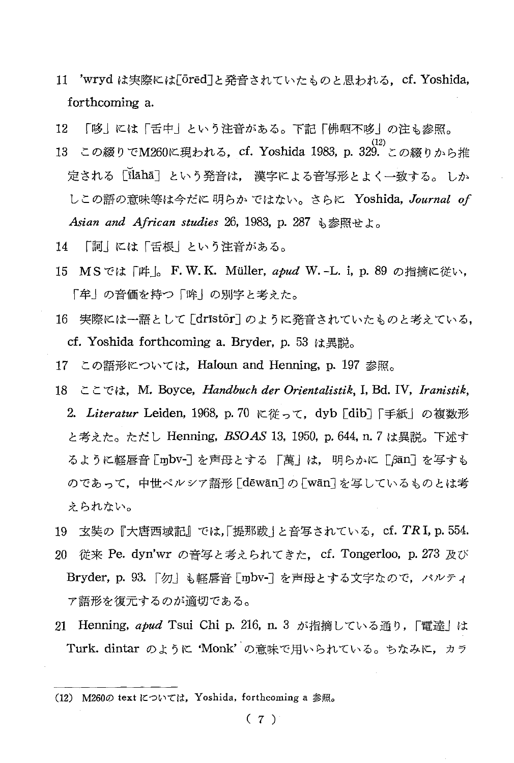11 'wryd は実際には[ōrēd]と発音されていたものと思われる, cf. Yoshida, forthcoming a.

12 「哆」には「舌中」という注音がある。下記「佛呬不哆」の注も参照。

13 この綴りでM260に現われる, cf. Yoshida 1983, p. 329.[12] この綴りから推定される [ĭlāhā] という発音は, 漢字による音写形とよく一致する。しかしこの語の意味等は今だに明らかではない。さらに Yoshida, *Journal of Asian and African studies* 26, 1983, p. 287 も参照せよ。

14 「訶」には「舌根」という注音がある。

15 MSでは「吽」。F. W. K. Müller, *apud* W.-L. i, p. 89 の指摘に従い,「牟」の音価を持つ「哞」の別字と考えた。

16 実際には一語として [drīstōr] のように発音されていたものと考えている, cf. Yoshida forthcoming a. Bryder, p. 53 は異説。

17 この語形については, Haloun and Henning, p. 197 参照。

18 ここでは, M. Boyce, *Handbuch der Orientalistik*, I, Bd. IV, *Iranistik*, 2. *Literatur* Leiden, 1968, p. 70 に従って, dyb [dib]「手紙」の複数形と考えた。ただし Henning, *BSOAS* 13, 1950, p. 644, n. 7 は異説。下述するように軽唇音 [ɱbv-] を声母とする「萬」は, 明らかに [βān] を写すものであって, 中世ペルシア語形 [dēwān] の [wān] を写しているものとは考えられない。

19 玄奘の『大唐西域記』では,「提那跋」と音写されている, cf. *TR* I, p. 554.

20 従来 Pe. dyn'wr の音写と考えられてきた, cf. Tongerloo, p. 273 及び Bryder, p. 93.「勿」も軽唇音 [ɱbv-] を声母とする文字なので, パルティア語形を復元するのが適切である。

21 Henning, *apud* Tsui Chi p. 216, n. 3 が指摘している通り,「電達」は Turk. dintar のように 'Monk' の意味で用いられている。ちなみに, カラ

---

(12) M260の text については, Yoshida, forthcoming a 参照。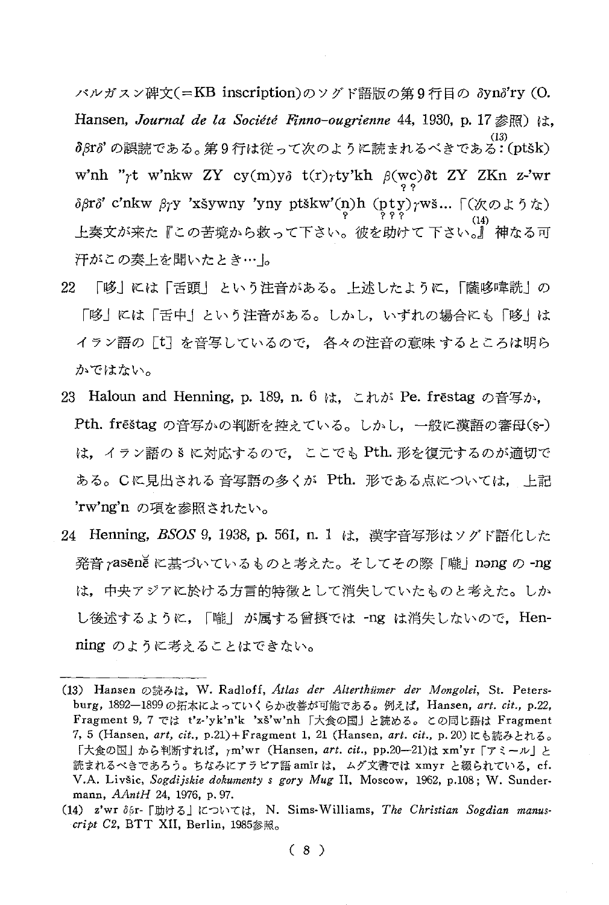バルガスン碑文(＝KB inscription)のソグド語版の第9行目の δynδ'ry (O. Hansen, *Journal de la Société Finno-ougrienne* 44, 1930, p. 17 参照) は，δβrδ' の誤読である。第9行は従って次のように読まれるべきである[13]：(ptšk) w'nh ''γt w'nkw ZY cy(m)yδ t(r)γty'kh β(wc)δt ZY ZKn z-'wr δβrδ' c'nkw βγy 'xšywny 'yny ptškw'(n)h (pty)γwš... 「(次のような)上奏文が来た『この苦境から救って下さい。彼を助けて下さい。』[14] 神なる可汗がこの奏上を聞いたとき…」。

22 「哆」には「舌頭」という注音がある。上述したように，「薩哆暐詵」の「哆」には「舌中」という注音がある。しかし，いずれの場合にも「哆」はイラン語の［t］を音写しているので，各々の注音の意味するところは明らかではない。

23 Haloun and Henning, p. 189, n. 6 は，これが Pe. frēstag の音写か，Pth. frēštag の音写かの判断を控えている。しかし，一般に漢語の審母(ṣ-)は，イラン語の š に対応するので，ここでも Pth. 形を復元するのが適切である。Cに見出される音写語の多くが Pth. 形である点については，上記 'rw'ng'n の項を参照されたい。

24 Henning, *BSOS* 9, 1938, p. 561, n. 1 は，漢字音写形はソグド語化した発音 γasēnĕ に基づいているものと考えた。そしてその際「嚨」nəng の -ng は，中央アジアに於ける方言的特徴として消失していたものと考えた。しかし後述するように，「嚨」が属する曾摂では -ng は消失しないので，Henning のように考えることはできない。

---

(13) Hansen の読みは，W. Radloff, *Atlas der Alterthümer der Mongolei*, St. Petersburg, 1892—1899 の拓本によっていくらか改善が可能である。例えば，Hansen, *art. cit.*, p.22, Fragment 9, 7 では t'z-'yk'n'k 'xš'w'nh「大食の国」と読める。この同じ語は Fragment 7, 5 (Hansen, *art, cit.*, p.21)+Fragment 1, 21 (Hansen, *art. cit.*, p. 20) にも読みとれる。「大食の国」から判断すれば，γm'wr (Hansen, *art. cit.*, pp.20—21)は xm'yr「アミール」と読まれるべきであろう。ちなみにアラビア語 amīr は，ムグ文書では xmyr と綴られている，cf. V.A. Livšic, *Sogdijskie dokumenty s gory Mug* II, Moscow, 1962, p.108；W. Sundermann, *AAntH* 24, 1976, p. 97.

(14) z'wr δβr-「助ける」については，N. Sims-Williams, *The Christian Sogdian manuscript C2*, BTT XII, Berlin, 1985参照。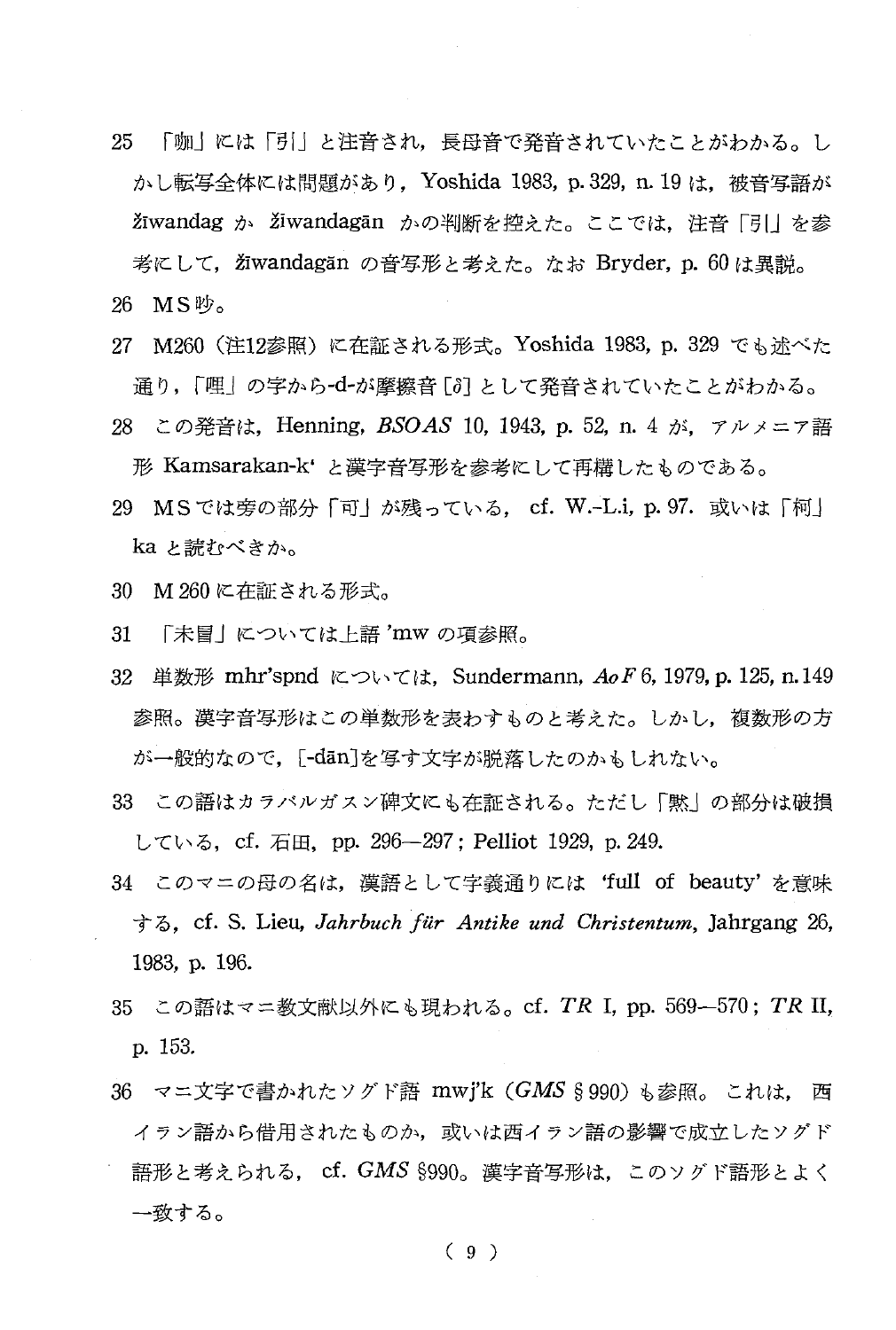25 「咖」には「引」と注音され，長母音で発音されていたことがわかる。しかし転写全体には問題があり，Yoshida 1983, p. 329, n. 19 は，被音写語が žīwandag か žīwandagān かの判断を控えた。ここでは，注音「引」を参考にして，žīwandagān の音写形と考えた。なお Bryder, p. 60 は異説。

26 MS 吵。

27 M260（注12参照）に在証される形式。Yoshida 1983, p. 329 でも述べた通り，「哩」の字から-d-が摩擦音［ð］として発音されていたことがわかる。

28 この発音は，Henning, *BSOAS* 10, 1943, p. 52, n. 4 が，アルメニア語形 Kamsarakan-k‘ と漢字音写形を参考にして再構したものである。

29 MS では旁の部分「可」が残っている，cf. W.-L.i, p. 97. 或いは「柯」ka と読むべきか。

30 M 260 に在証される形式。

31 「末冒」については上語 ’mw の項参照。

32 単数形 mhr’spnd については，Sundermann, *AoF* 6, 1979, p. 125, n. 149 参照。漢字音写形はこの単数形を表わすものと考えた。しかし，複数形の方が一般的なので，[-dān]を写す文字が脱落したのかもしれない。

33 この語はカラバルガスン碑文にも在証される。ただし「黙」の部分は破損している，cf. 石田, pp. 296—297; Pelliot 1929, p. 249.

34 このマニの母の名は，漢語として字義通りには ‘full of beauty’ を意味する，cf. S. Lieu, *Jahrbuch für Antike und Christentum*, Jahrgang 26, 1983, p. 196.

35 この語はマニ教文献以外にも現われる。cf. *TR* I, pp. 569—570; *TR* II, p. 153.

36 マニ文字で書かれたソグド語 mwj’k（*GMS* §990）も参照。これは，西イラン語から借用されたものか，或いは西イラン語の影響で成立したソグド語形と考えられる，cf. *GMS* §990。漢字音写形は，このソグド語形とよく一致する。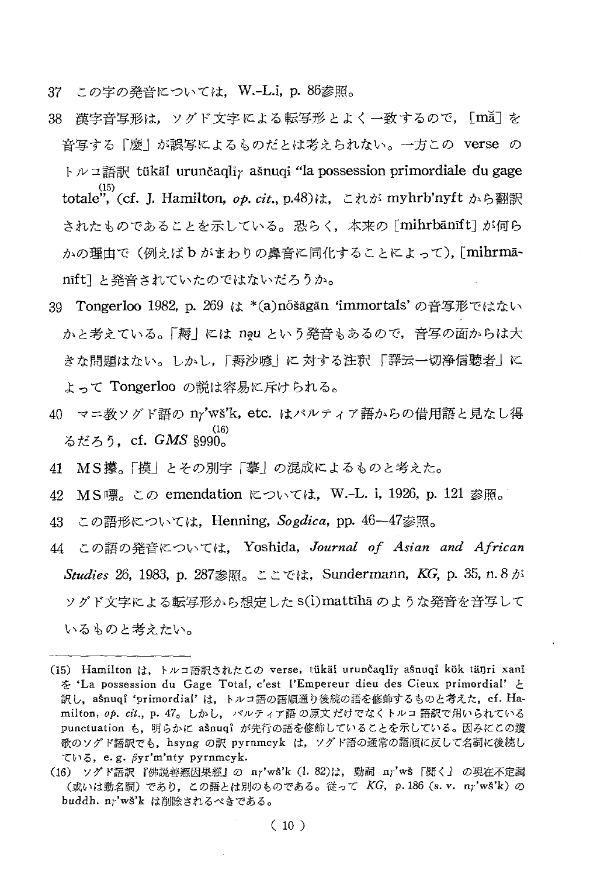37 この字の発音については，W.-L.i, p. 86参照。

38 漢字音写形は，ソグド文字による転写形とよく一致するので，[mǎ] を音写する「麼」が誤写によるものだとは考えられない。一方この verse のトルコ語訳 tükäl urunčaqlïγ ašnuqi "la possession primordiale du gage totale",[(15)] (cf. J. Hamilton, *op. cit.*, p.48)は，これが myhrb'nyft から翻訳されたものであることを示している。恐らく，本来の [mihrbānīft] が何らかの理由で（例えば b がまわりの鼻音に同化することによって)，[mihrmānīft] と発音されていたのではないだろうか。

39 Tongerloo 1982, p. 269 は *(a)nōšāgān 'immortals' の音写形ではないかと考えている。「耨」には nə̣u という発音もあるので，音写の面からは大きな問題はない。しかし，「耨沙喭」に対する注釈「譯云一切浄信聽者」によって Tongerloo の説は容易に斥けられる。

40 マニ教ソグド語の nγ'wš'k, etc. はパルティア語からの借用語と見なし得るだろう，cf. *GMS* §990。[(16)]

41 MS攠。「摸」とその別字「摹」の混成によるものと考えた。

42 MS嘌。この emendation については，W.-L. i, 1926, p. 121 参照。

43 この語形については，Henning, *Sogdica*, pp. 46—47参照。

44 この語の発音については，Yoshida, *Journal of Asian and African Studies* 26, 1983, p. 287参照。ここでは，Sundermann, *KG*, p. 35, n. 8 がソグド文字による転写形から想定した s(i)mattīhā のような発音を音写しているものと考えたい。

---

(15) Hamilton は，トルコ語訳されたこの verse, tükäl urunčaqlïγ ašnuqï kök täŋri xanï を 'La possession du Gage Total, c'est l'Empereur dieu des Cieux primordial' と訳し，ašnuqï 'primordial' は，トルコ語の語順通り後続の語を修飾するものと考えた，cf. Hamilton, *op. cit.*, p. 47。しかし，パルティア語の原文だけでなくトルコ語訳で用いられている punctuation も，明らかに ašnuqï が先行の語を修飾していることを示している。因みにこの讃歌のソグド語訳でも，hsyng の訳 pyrnmcyk は，ソグド語の通常の語順に反して名詞に後続している，e. g. βyr'm'nty pyrnmcyk.

(16) ソグド語訳『佛説善悪因果經』の nγ'wš'k (l. 82)は，動詞 nγ'wš「聞く」の現在不定詞（或いは動名詞）であり，この語とは別のものである。従って *KG*, p. 186 (s. v. nγ'wš'k) の buddh. nγ'wš'k は削除されるべきである。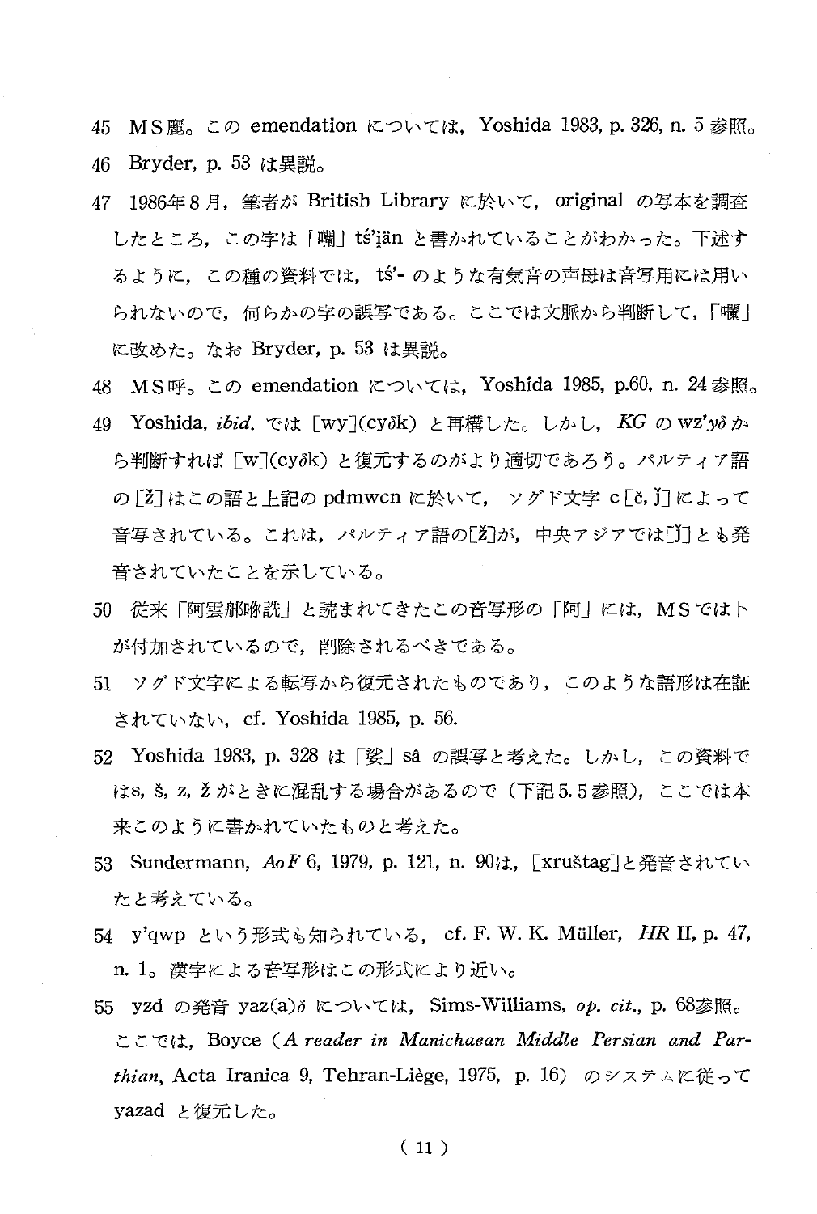45 MS麗。この emendation については，Yoshida 1983, p. 326, n. 5 参照。

46 Bryder, p. 53 は異説。

47 1986年8月，筆者が British Library に於いて，original の写本を調査したところ，この字は「囒」tś'i̯än と書かれていることがわかった。下述するように，この種の資料では，tś'- のような有気音の声母は音写用には用いられないので，何らかの字の誤写である。ここでは文脈から判断して，「囒」に改めた。なお Bryder, p. 53 は異説。

48 MS呼。この emendation については，Yoshida 1985, p.60, n. 24 参照。

49 Yoshida, *ibid.* では [wy](cyδk) と再構した。しかし，*KG* の wz'*yδ* から判断すれば [w](cyδk) と復元するのがより適切であろう。パルティア語の[ž]はこの語と上記の pdmwcn に於いて，ソグド文字 c [č, ǰ] によって音写されている。これは，パルティア語の[ž]が，中央アジアでは[ǰ]とも発音されていたことを示している。

50 従来「阿雲郝咯詵」と読まれてきたこの音写形の「阿」には，MS ではトが付加されているので，削除されるべきである。

51 ソグド文字による転写から復元されたものであり，このような語形は在証されていない，cf. Yoshida 1985, p. 56.

52 Yoshida 1983, p. 328 は「娑」sâ の誤写と考えた。しかし，この資料では s, š, z, ž がときに混乱する場合があるので（下記5.5参照），ここでは本来このように書かれていたものと考えた。

53 Sundermann, *AoF* 6, 1979, p. 121, n. 90は，[xruštag]と発音されていたと考えている。

54 y'qwp という形式も知られている，cf. F. W. K. Müller, *HR* II, p. 47, n. 1。漢字による音写形はこの形式により近い。

55 yzd の発音 yaz(a)δ については，Sims-Williams, *op. cit.*, p. 68参照。ここでは，Boyce (*A reader in Manichaean Middle Persian and Parthian*, Acta Iranica 9, Tehran-Liège, 1975, p. 16) のシステムに従って yazad と復元した。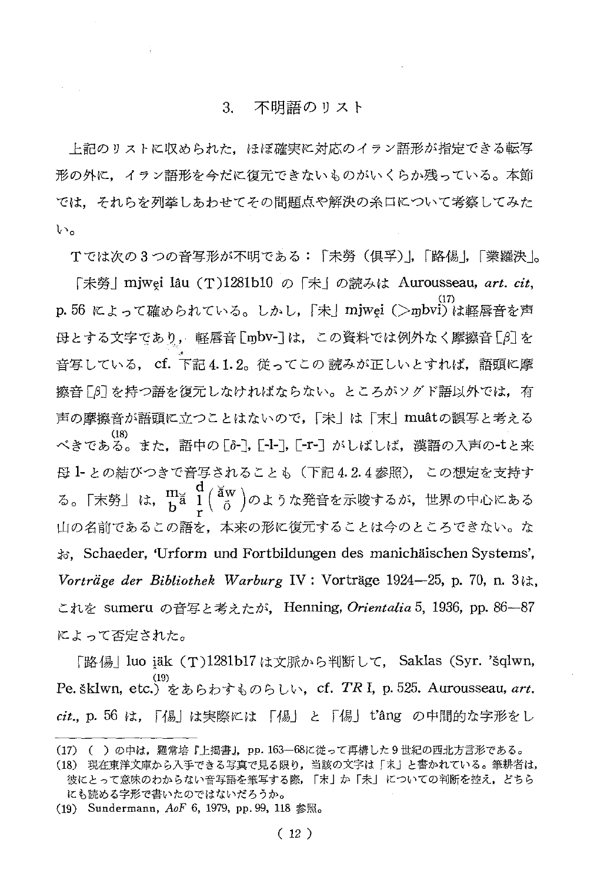## 3. 不明語のリスト

上記のリストに収められた，ほぼ確実に対応のイラン語形が指定できる転写形の外に，イラン語形を今だに復元できないものがいくらか残っている。本節では，それらを列挙しあわせてその問題点や解決の糸口について考察してみたい。

Tでは次の3つの音写形が不明である：「未勞（倶孚)」，「路傷」，「業羅泱」。

「未勞」mjwẹi lâu (T)1281b10 の「未」の読みは Aurousseau, *art. cit*, p. 56 によって確められている。しかし，「未」mjwẹi (>ɱbvi)[17] は軽唇音を声母とする文字であり，軽唇音[ɱbv-]は，この資料では例外なく摩擦音[β]を音写している，cf. 下記4.1.2。従ってこの読みが正しいとすれば，語頭に摩擦音[β]を持つ語を復元しなければならない。ところがソグド語以外では，有声の摩擦音が語頭に立つことはないので，「未」は「末」muâtの誤写と考えるべきである[18]。また，語中の[ð-]，[-l-]，[-r-]がしばしば，漢語の入声の-tと来母l-との結びつきで音写されることも（下記4.2.4参照），この想定を支持する。「未勞」は，$\begin{matrix} m \\ b \end{matrix} \breve{a} \begin{matrix} d \\ l \\ r \end{matrix} \left( \begin{matrix} \breve{a}w \\ \bar{o} \end{matrix} \right)$ のような発音を示唆するが，世界の中心にある山の名前であるこの語を，本来の形に復元することは今のところできない。なお，Schaeder, 'Urform und Fortbildungen des manichäischen Systems', *Vorträge der Bibliothek Warburg* IV : Vorträge 1924—25, p. 70, n. 3は，これを sumeru の音写と考えたが，Henning, *Orientalia* 5, 1936, pp. 86—87 によって否定された。

「路傷」luo i̯äk (T)1281b17 は文脈から判断して，Saklas (Syr. 'šqlwn, Pe. šklwn, etc.)[19] をあらわすものらしい，cf. *TR* I, p. 525. Aurousseau, *art. cit.*, p. 56 は，「傷」は実際には「傷」と「傷」t'âng の中間的な字形をし

---

(17) （ ）の中は，羅常培『上掲書』，pp. 163—68に従って再構した9世紀の西北方言形である。

(18) 現在東洋文庫から入手できる写真で見る限り，当該の文字は「末」と書かれている。筆耕者は，彼にとって意味のわからない音写語を筆写する際，「末」か「未」についての判断を控え，どちらにも読める字形で書いたのではないだろうか。

(19) Sundermann, *AoF* 6, 1979, pp. 99, 118 参照。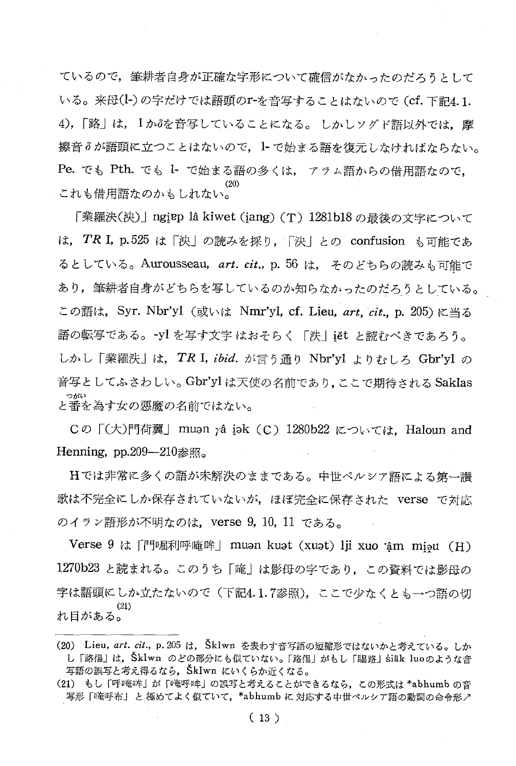ているので，筆耕者自身が正確な字形について確信がなかったのだろうとしている。来母(l-)の字だけでは語頭のr-を音写することはないので（cf. 下記4.1.4)，「路」は，lかδを音写していることになる。しかしソグド語以外では，摩擦音δが語頭に立つことはないので，l-で始まる語を復元しなければならない。Pe. でも Pth. でも l- で始まる語の多くは，アラム語からの借用語なので，これも借用語なのかもしれない。[20]

「業羅泆(決)」ngi̯ɐp lâ kiwet (i̯ang) (T) 1281b18 の最後の文字については，*TR* I, p.525 は「泱」の読みを採り，「泆」との confusion も可能であるとしている。Aurousseau, *art. cit.*, p. 56 は，そのどちらの読みも可能であり，筆耕者自身がどちらを写しているのか知らなかったのだろうとしている。この語は，Syr. Nbr'yl (或いは Nmr'yl, cf. Lieu, *art, cit.*, p. 205) に当る語の転写である。-yl を写す文字はおそらく「泆」i̯ĕt と読むべきであろう。しかし「業羅泆」は，*TR* I, *ibid.* が言う通り Nbr'yl よりむしろ Gbr'yl の音写としてふさわしい。Gbr'yl は天使の名前であり，ここで期待される Saklas と番(つがい)を為す女の悪魔の名前ではない。

Cの「(大)門荷翼」muən γâ i̯ək (C) 1280b22 については，Haloun and Henning, pp.209—210参照。

Hでは非常に多くの語が未解決のままである。中世ペルシア語による第一讃歌は不完全にしか保存されていないが，ほぼ完全に保存された verse で対応のイラン語形が不明なのは，verse 9, 10, 11 である。

Verse 9 は「門啒利呼唵吽」muən kuət (xuət) lji xuo ˙âm mi̯əu (H) 1270b23 と読まれる。このうち「唵」は影母の字であり，この資料では影母の字は語頭にしか立たないので（下記4.1.7参照)，ここで少なくとも一つ語の切れ目がある。[21]

---

(20) Lieu, *art. cit.*, p. 205 は，Šklwn を表わす音写語の短縮形ではないかと考えている。しかし「路傷」は，Šklwn のどの部分にも似ていない。「路傷」がもし「睗路」śiäk luoのような音写語の誤写と考え得るなら，Šklwn にいくらか近くなる。

(21) もし「呼唵吽」が「唵呼吽」の誤写と考えることができるなら，この形式は *abhumb の音写形「唵呼布」と極めてよく似ていて，*abhumb に対応する中世ペルシア語の動詞の命令形↗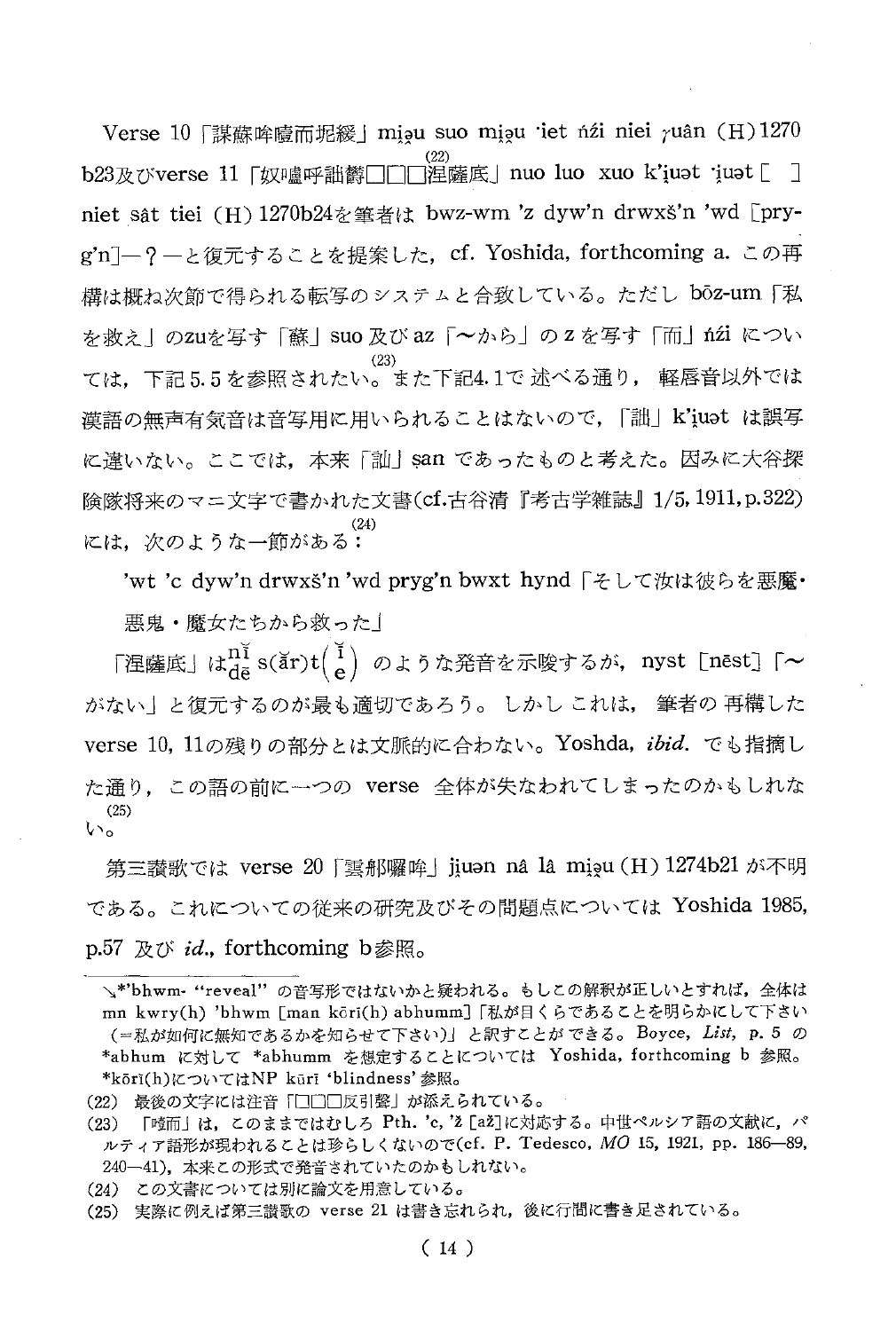Verse 10「謀蘇哞嚧而埿綏」miạu suo miạu ·iet ńźi niei ɣuân (H) 1270 b23及びverse 11「奴嚧呼詘欝□□□涅薩底」[22] nuo luo xuo k'ịuət ·ịuət [ ] niet sât tiei (H) 1270b24を筆者は bwz-wm 'z dyw'n drwxš'n 'wd [pryg'n]—?—と復元することを提案した, cf. Yoshida, forthcoming a. この再構は概ね次節で得られる転写のシステムと合致している。ただし bōz-um「私を救え」のzuを写す「蘇」suo 及び az「～から」のzを写す「而」ńźi については, 下記5.5を参照されたい。[23] また下記4.1で述べる通り, 軽唇音以外では漢語の無声有気音は音写用に用いられることはないので,「詘」k'ịuət は誤写に違いない。ここでは, 本来「訕」ṣan であったものと考えた。因みに大谷探険隊将来のマニ文字で書かれた文書(cf.古谷清『考古学雑誌』1/5, 1911, p.322)には, 次のような一節がある：[24]

'wt 'c dyw'n drwxš'n 'wd pryg'n bwxt hynd「そして汝は彼らを悪魔・悪鬼・魔女たちから救った」

「涅薩底」は$^{\breve{n}\breve{i}}_{d\bar{e}}$ s(ǎr)t$\left(\begin{smallmatrix}\breve{i}\\ e\end{smallmatrix}\right)$ のような発音を示唆するが, nyst [nēst]「～がない」と復元するのが最も適切であろう。しかしこれは, 筆者の再構した verse 10, 11の残りの部分とは文脈的に合わない。Yoshda, *ibid.* でも指摘した通り, この語の前に一つの verse 全体が失なわれてしまったのかもしれない。[25]

第三讃歌では verse 20「雲郍囉哞」jịuən nâ lâ miạu (H) 1274b21 が不明である。これについての従来の研究及びその問題点については Yoshida 1985, p.57 及び *id.*, forthcoming b参照。

---

↘*'bhwm- "reveal" の音写形ではないかと疑われる。もしこの解釈が正しいとすれば, 全体は mn kwry(h) 'bhwm [man kōrī(h) abhumm]「私が目くらであることを明らかにして下さい(=私が如何に無知であるかを知らせて下さい)」と訳すことができる。Boyce, *List*, p. 5 の *abhum に対して *abhumm を想定することについては Yoshida, forthcoming b 参照。*kōrī(h)についてはNP kūrī 'blindness' 参照。

(22) 最後の文字には注音「□□□反引聲」が添えられている。

(23) 「嗑而」は, このままではむしろ Pth. 'c, 'ž [až]に対応する。中世ペルシア語の文献に, パルティア語形が現われることは珍らしくないので(cf. P. Tedesco, *MO* 15, 1921, pp. 186—89, 240—41), 本来この形式で発音されていたのかもしれない。

(24) この文書については別に論文を用意している。

(25) 実際に例えば第三讃歌の verse 21 は書き忘れられ, 後に行間に書き足されている。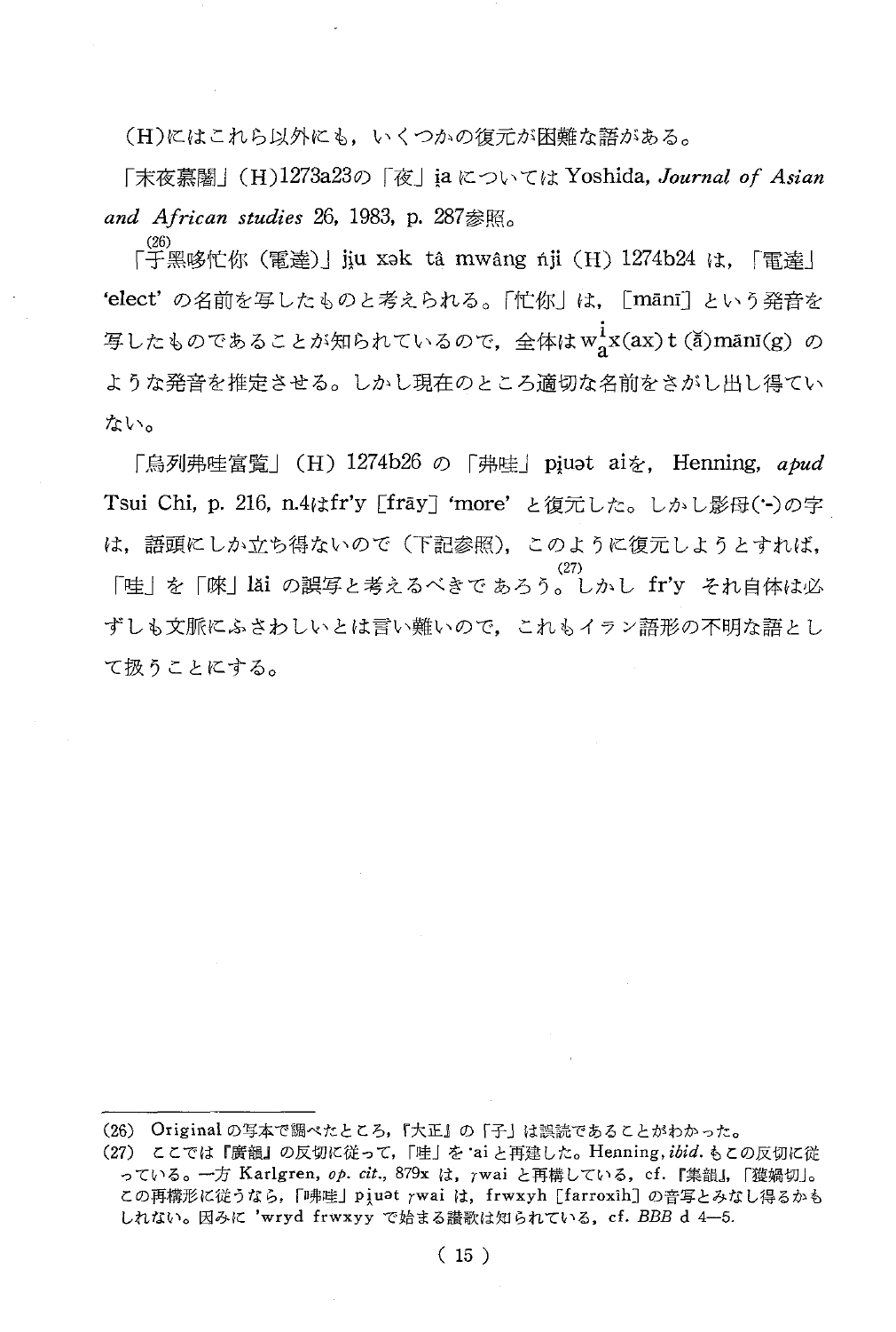(H)にはこれら以外にも，いくつかの復元が困難な語がある。

「末夜慕闍」(H)1273a23の「夜」i̯aについてはYoshida, *Journal of Asian and African studies* 26, 1983, p. 287参照。

「于[26]黑哆忙你（電達）」i̯u xək tâ mwâng ńji (H) 1274b24は，「電達」'elect' の名前を写したものと考えられる。「忙你」は，[mānī] という発音を写したものであることが知られているので，全体は $w^{i}_{a}x(ax)t(\breve{a})m\bar{a}n\bar{\imath}(g)$ のような発音を推定させる。しかし現在のところ適切な名前をさがし出し得ていない。

「烏列弗哇富覧」(H) 1274b26 の「弗哇」pi̯uət aiを，Henning, *apud* Tsui Chi, p. 216, n.4はfr'y [frāy] 'more' と復元した。しかし影母(ʼ-)の字は，語頭にしか立ち得ないので（下記参照），このように復元しようとすれば，「哇」を「徠」lăi の誤写と考えるべきであろう。[27] しかし fr'y それ自体は必ずしも文脈にふさわしいとは言い難いので，これもイラン語形の不明な語として扱うことにする。

---

(26) Originalの写本で調べたところ，『大正』の「于」は誤読であることがわかった。

(27) ここでは『廣韻』の反切に従って，「哇」を ʼai と再建した。Henning, *ibid.* もこの反切に従っている。一方 Karlgren, *op. cit.*, 879x は，ɣwai と再構している，cf.『集韻』，「獲媧切」。この再構形に従うなら，「咈哇」pi̯uət ɣwai は，frwxyh [farroxih] の音写とみなし得るかもしれない。因みに 'wryd frwxyy で始まる讃歌は知られている，cf. *BBB* d 4—5.